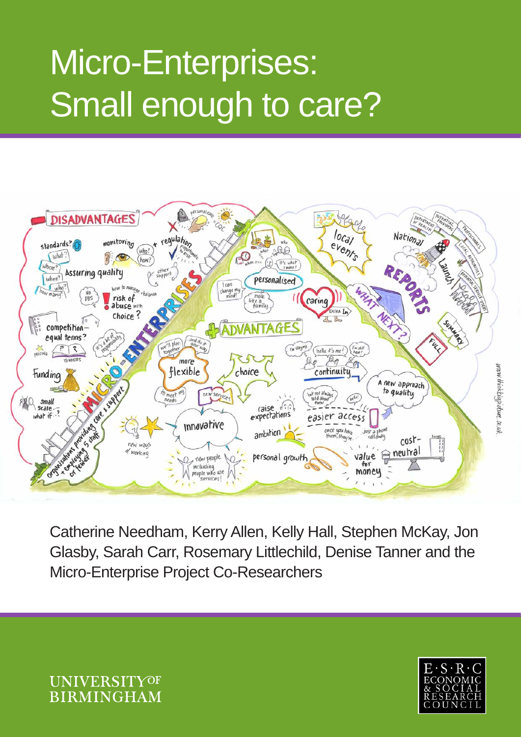# Micro-Enterprises: Small enough to care?

Catherine Needham, Kerry Allen, Kelly Hall, Stephen McKay, Jon Glasby, Sarah Carr, Rosemary Littlechild, Denise Tanner and the Micro-Enterprise Project Co-Researchers

UNIVERSITY OF BIRMINGHAM

E·S·R·C ECONOMIC & SOCIAL RESEARCH COUNCIL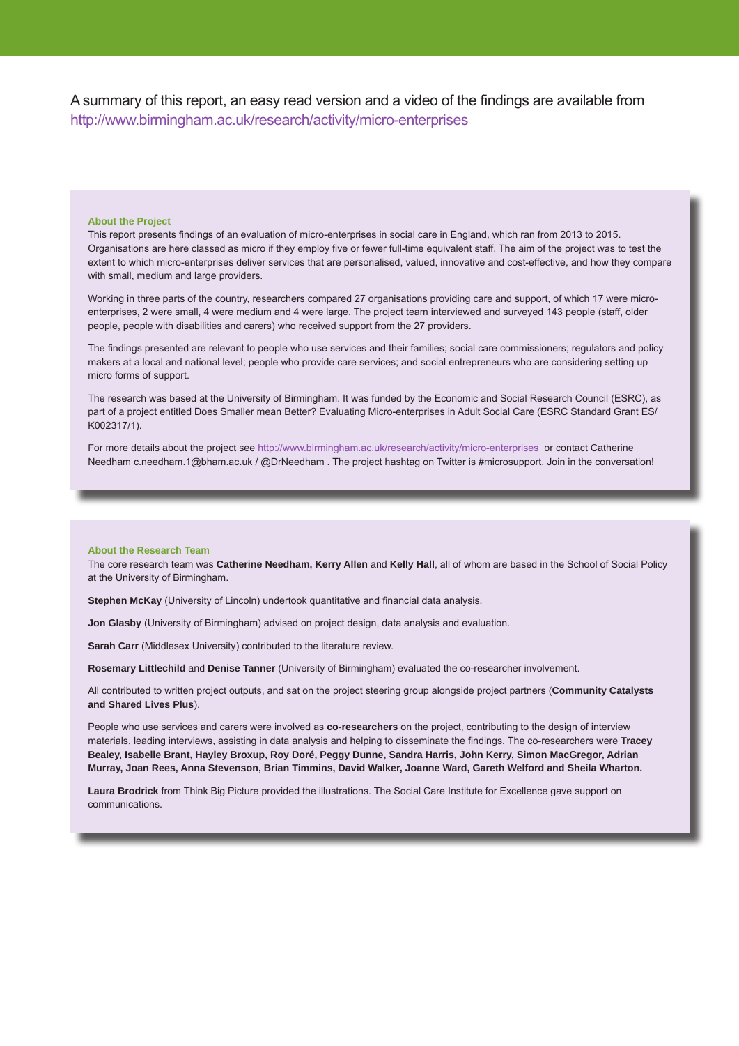A summary of this report, an easy read version and a video of the findings are available from http://www.birmingham.ac.uk/research/activity/micro-enterprises

### About the Project

This report presents findings of an evaluation of micro-enterprises in social care in England, which ran from 2013 to 2015. Organisations are here classed as micro if they employ five or fewer full-time equivalent staff. The aim of the project was to test the extent to which micro-enterprises deliver services that are personalised, valued, innovative and cost-effective, and how they compare with small, medium and large providers.

Working in three parts of the country, researchers compared 27 organisations providing care and support, of which 17 were micro-enterprises, 2 were small, 4 were medium and 4 were large. The project team interviewed and surveyed 143 people (staff, older people, people with disabilities and carers) who received support from the 27 providers.

The findings presented are relevant to people who use services and their families; social care commissioners; regulators and policy makers at a local and national level; people who provide care services; and social entrepreneurs who are considering setting up micro forms of support.

The research was based at the University of Birmingham. It was funded by the Economic and Social Research Council (ESRC), as part of a project entitled Does Smaller mean Better? Evaluating Micro-enterprises in Adult Social Care (ESRC Standard Grant ES/K002317/1).

For more details about the project see http://www.birmingham.ac.uk/research/activity/micro-enterprises or contact Catherine Needham c.needham.1@bham.ac.uk / @DrNeedham . The project hashtag on Twitter is #microsupport. Join in the conversation!

### About the Research Team

The core research team was **Catherine Needham, Kerry Allen** and **Kelly Hall**, all of whom are based in the School of Social Policy at the University of Birmingham.

**Stephen McKay** (University of Lincoln) undertook quantitative and financial data analysis.

**Jon Glasby** (University of Birmingham) advised on project design, data analysis and evaluation.

**Sarah Carr** (Middlesex University) contributed to the literature review.

**Rosemary Littlechild** and **Denise Tanner** (University of Birmingham) evaluated the co-researcher involvement.

All contributed to written project outputs, and sat on the project steering group alongside project partners (**Community Catalysts and Shared Lives Plus**).

People who use services and carers were involved as **co-researchers** on the project, contributing to the design of interview materials, leading interviews, assisting in data analysis and helping to disseminate the findings. The co-researchers were **Tracey Bealey, Isabelle Brant, Hayley Broxup, Roy Doré, Peggy Dunne, Sandra Harris, John Kerry, Simon MacGregor, Adrian Murray, Joan Rees, Anna Stevenson, Brian Timmins, David Walker, Joanne Ward, Gareth Welford and Sheila Wharton.**

**Laura Brodrick** from Think Big Picture provided the illustrations. The Social Care Institute for Excellence gave support on communications.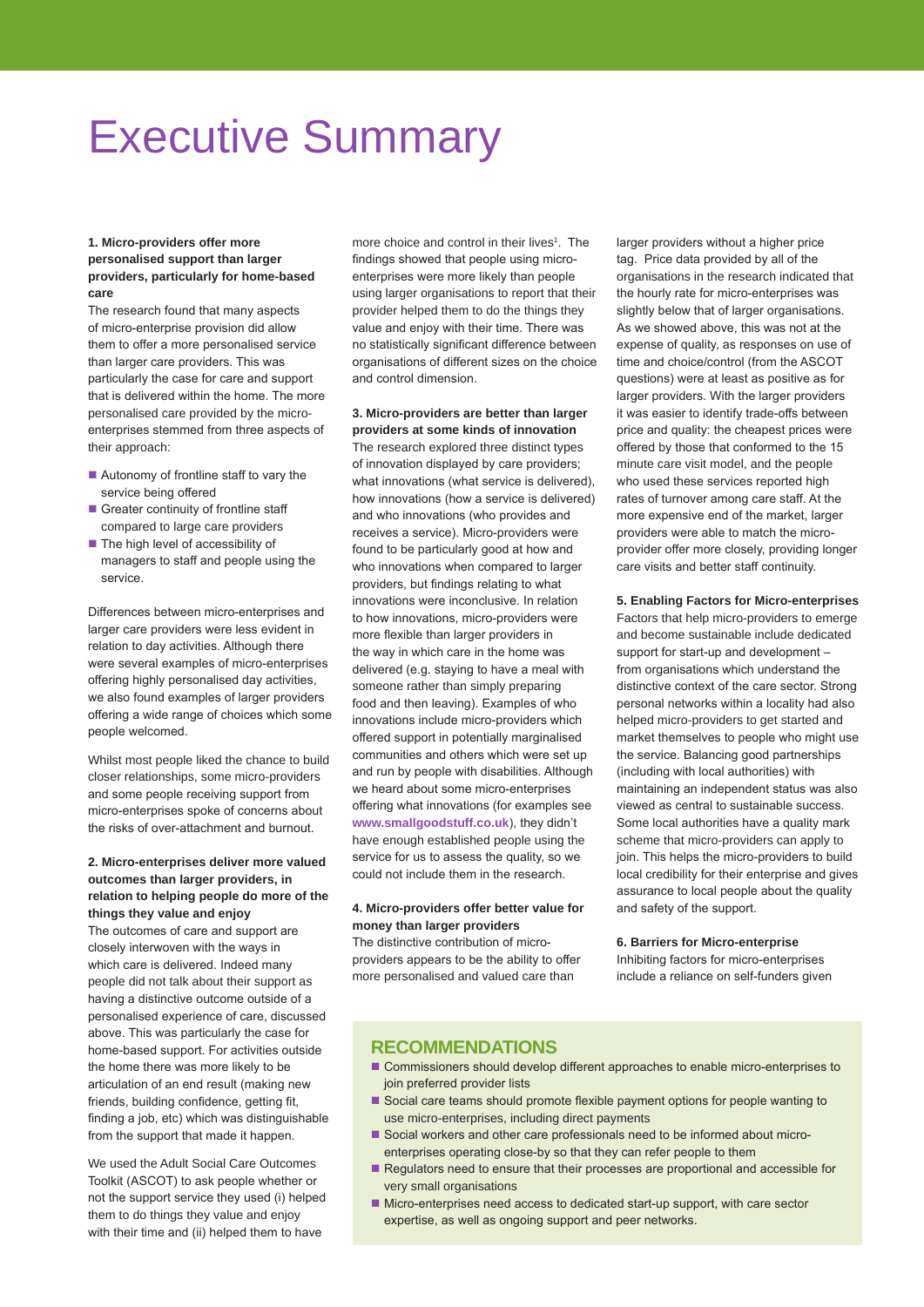# Executive Summary

**1. Micro-providers offer more personalised support than larger providers, particularly for home-based care**

The research found that many aspects of micro-enterprise provision did allow them to offer a more personalised service than larger care providers. This was particularly the case for care and support that is delivered within the home. The more personalised care provided by the micro-enterprises stemmed from three aspects of their approach:

- Autonomy of frontline staff to vary the service being offered
- Greater continuity of frontline staff compared to large care providers
- The high level of accessibility of managers to staff and people using the service.

Differences between micro-enterprises and larger care providers were less evident in relation to day activities. Although there were several examples of micro-enterprises offering highly personalised day activities, we also found examples of larger providers offering a wide range of choices which some people welcomed.

Whilst most people liked the chance to build closer relationships, some micro-providers and some people receiving support from micro-enterprises spoke of concerns about the risks of over-attachment and burnout.

**2. Micro-enterprises deliver more valued outcomes than larger providers, in relation to helping people do more of the things they value and enjoy**

The outcomes of care and support are closely interwoven with the ways in which care is delivered. Indeed many people did not talk about their support as having a distinctive outcome outside of a personalised experience of care, discussed above. This was particularly the case for home-based support. For activities outside the home there was more likely to be articulation of an end result (making new friends, building confidence, getting fit, finding a job, etc) which was distinguishable from the support that made it happen.

We used the Adult Social Care Outcomes Toolkit (ASCOT) to ask people whether or not the support service they used (i) helped them to do things they value and enjoy with their time and (ii) helped them to have more choice and control in their lives[1]. The findings showed that people using micro-enterprises were more likely than people using larger organisations to report that their provider helped them to do the things they value and enjoy with their time. There was no statistically significant difference between organisations of different sizes on the choice and control dimension.

**3. Micro-providers are better than larger providers at some kinds of innovation**

The research explored three distinct types of innovation displayed by care providers; what innovations (what service is delivered), how innovations (how a service is delivered) and who innovations (who provides and receives a service). Micro-providers were found to be particularly good at how and who innovations when compared to larger providers, but findings relating to what innovations were inconclusive. In relation to how innovations, micro-providers were more flexible than larger providers in the way in which care in the home was delivered (e.g. staying to have a meal with someone rather than simply preparing food and then leaving). Examples of who innovations include micro-providers which offered support in potentially marginalised communities and others which were set up and run by people with disabilities. Although we heard about some micro-enterprises offering what innovations (for examples see **www.smallgoodstuff.co.uk**), they didn't have enough established people using the service for us to assess the quality, so we could not include them in the research.

**4. Micro-providers offer better value for money than larger providers**

The distinctive contribution of micro-providers appears to be the ability to offer more personalised and valued care than larger providers without a higher price tag. Price data provided by all of the organisations in the research indicated that the hourly rate for micro-enterprises was slightly below that of larger organisations. As we showed above, this was not at the expense of quality, as responses on use of time and choice/control (from the ASCOT questions) were at least as positive as for larger providers. With the larger providers it was easier to identify trade-offs between price and quality: the cheapest prices were offered by those that conformed to the 15 minute care visit model, and the people who used these services reported high rates of turnover among care staff. At the more expensive end of the market, larger providers were able to match the micro-provider offer more closely, providing longer care visits and better staff continuity.

**5. Enabling Factors for Micro-enterprises**

Factors that help micro-providers to emerge and become sustainable include dedicated support for start-up and development – from organisations which understand the distinctive context of the care sector. Strong personal networks within a locality had also helped micro-providers to get started and market themselves to people who might use the service. Balancing good partnerships (including with local authorities) with maintaining an independent status was also viewed as central to sustainable success. Some local authorities have a quality mark scheme that micro-providers can apply to join. This helps the micro-providers to build local credibility for their enterprise and gives assurance to local people about the quality and safety of the support.

**6. Barriers for Micro-enterprise**

Inhibiting factors for micro-enterprises include a reliance on self-funders given

## RECOMMENDATIONS

- Commissioners should develop different approaches to enable micro-enterprises to join preferred provider lists
- Social care teams should promote flexible payment options for people wanting to use micro-enterprises, including direct payments
- Social workers and other care professionals need to be informed about micro-enterprises operating close-by so that they can refer people to them
- Regulators need to ensure that their processes are proportional and accessible for very small organisations
- Micro-enterprises need access to dedicated start-up support, with care sector expertise, as well as ongoing support and peer networks.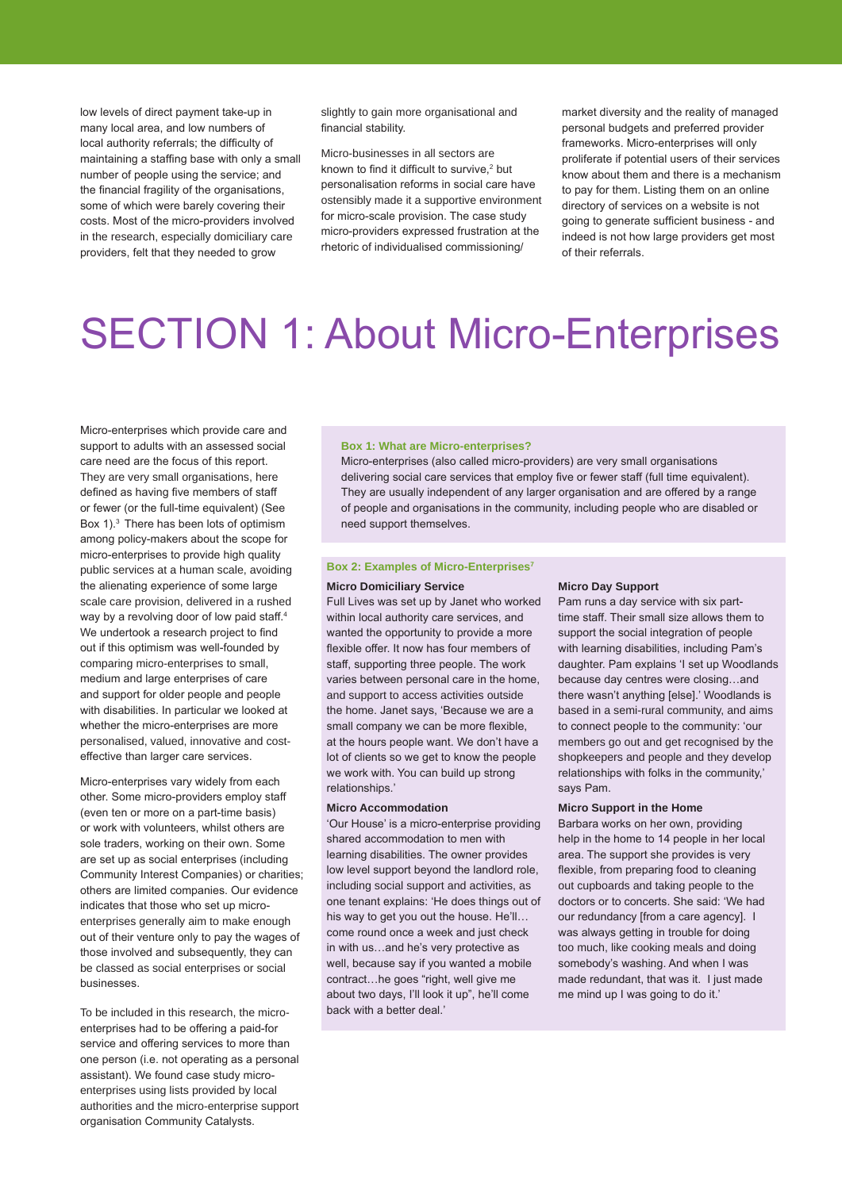low levels of direct payment take-up in many local area, and low numbers of local authority referrals; the difficulty of maintaining a staffing base with only a small number of people using the service; and the financial fragility of the organisations, some of which were barely covering their costs. Most of the micro-providers involved in the research, especially domiciliary care providers, felt that they needed to grow slightly to gain more organisational and financial stability.

Micro-businesses in all sectors are known to find it difficult to survive,[2] but personalisation reforms in social care have ostensibly made it a supportive environment for micro-scale provision. The case study micro-providers expressed frustration at the rhetoric of individualised commissioning/market diversity and the reality of managed personal budgets and preferred provider frameworks. Micro-enterprises will only proliferate if potential users of their services know about them and there is a mechanism to pay for them. Listing them on an online directory of services on a website is not going to generate sufficient business - and indeed is not how large providers get most of their referrals.

# SECTION 1: About Micro-Enterprises

Micro-enterprises which provide care and support to adults with an assessed social care need are the focus of this report. They are very small organisations, here defined as having five members of staff or fewer (or the full-time equivalent) (See Box 1).[3] There has been lots of optimism among policy-makers about the scope for micro-enterprises to provide high quality public services at a human scale, avoiding the alienating experience of some large scale care provision, delivered in a rushed way by a revolving door of low paid staff.[4] We undertook a research project to find out if this optimism was well-founded by comparing micro-enterprises to small, medium and large enterprises of care and support for older people and people with disabilities. In particular we looked at whether the micro-enterprises are more personalised, valued, innovative and cost-effective than larger care services.

Micro-enterprises vary widely from each other. Some micro-providers employ staff (even ten or more on a part-time basis) or work with volunteers, whilst others are sole traders, working on their own. Some are set up as social enterprises (including Community Interest Companies) or charities; others are limited companies. Our evidence indicates that those who set up micro-enterprises generally aim to make enough out of their venture only to pay the wages of those involved and subsequently, they can be classed as social enterprises or social businesses.

To be included in this research, the micro-enterprises had to be offering a paid-for service and offering services to more than one person (i.e. not operating as a personal assistant). We found case study micro-enterprises using lists provided by local authorities and the micro-enterprise support organisation Community Catalysts.

**Box 1: What are Micro-enterprises?**

Micro-enterprises (also called micro-providers) are very small organisations delivering social care services that employ five or fewer staff (full time equivalent). They are usually independent of any larger organisation and are offered by a range of people and organisations in the community, including people who are disabled or need support themselves.

**Box 2: Examples of Micro-Enterprises[7]**

**Micro Domiciliary Service**

Full Lives was set up by Janet who worked within local authority care services, and wanted the opportunity to provide a more flexible offer. It now has four members of staff, supporting three people. The work varies between personal care in the home, and support to access activities outside the home. Janet says, 'Because we are a small company we can be more flexible, at the hours people want. We don't have a lot of clients so we get to know the people we work with. You can build up strong relationships.'

**Micro Accommodation**

'Our House' is a micro-enterprise providing shared accommodation to men with learning disabilities. The owner provides low level support beyond the landlord role, including social support and activities, as one tenant explains: 'He does things out of his way to get you out the house. He'll…come round once a week and just check in with us…and he's very protective as well, because say if you wanted a mobile contract…he goes "right, well give me about two days, I'll look it up", he'll come back with a better deal.'

**Micro Day Support**

Pam runs a day service with six part-time staff. Their small size allows them to support the social integration of people with learning disabilities, including Pam's daughter. Pam explains 'I set up Woodlands because day centres were closing…and there wasn't anything [else].' Woodlands is based in a semi-rural community, and aims to connect people to the community: 'our members go out and get recognised by the shopkeepers and people and they develop relationships with folks in the community,' says Pam.

**Micro Support in the Home**

Barbara works on her own, providing help in the home to 14 people in her local area. The support she provides is very flexible, from preparing food to cleaning out cupboards and taking people to the doctors or to concerts. She said: 'We had our redundancy [from a care agency]. I was always getting in trouble for doing too much, like cooking meals and doing somebody's washing. And when I was made redundant, that was it. I just made me mind up I was going to do it.'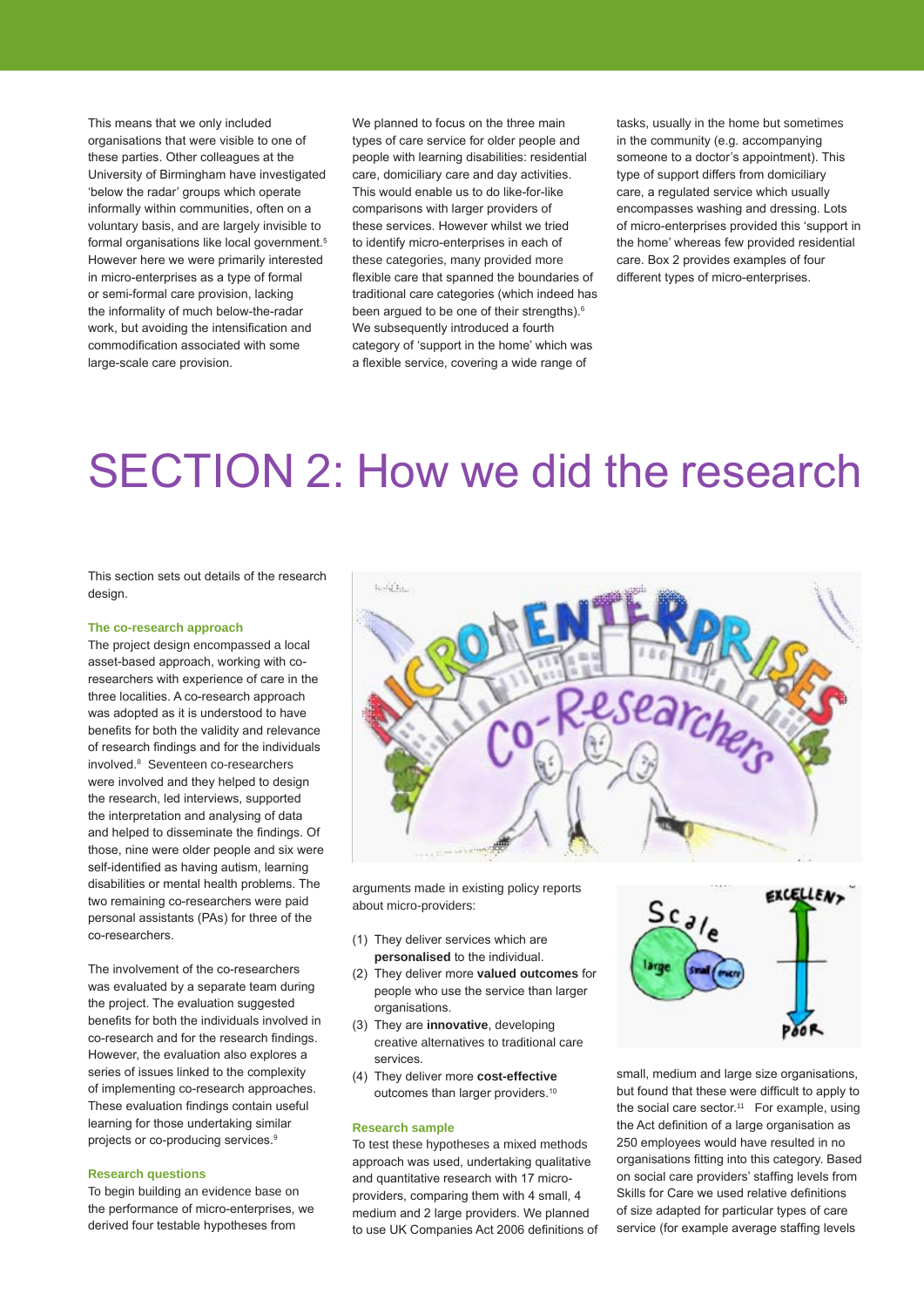This means that we only included organisations that were visible to one of these parties. Other colleagues at the University of Birmingham have investigated 'below the radar' groups which operate informally within communities, often on a voluntary basis, and are largely invisible to formal organisations like local government.[5] However here we were primarily interested in micro-enterprises as a type of formal or semi-formal care provision, lacking the informality of much below-the-radar work, but avoiding the intensification and commodification associated with some large-scale care provision.

We planned to focus on the three main types of care service for older people and people with learning disabilities: residential care, domiciliary care and day activities. This would enable us to do like-for-like comparisons with larger providers of these services. However whilst we tried to identify micro-enterprises in each of these categories, many provided more flexible care that spanned the boundaries of traditional care categories (which indeed has been argued to be one of their strengths).[6] We subsequently introduced a fourth category of 'support in the home' which was a flexible service, covering a wide range of tasks, usually in the home but sometimes in the community (e.g. accompanying someone to a doctor's appointment). This type of support differs from domiciliary care, a regulated service which usually encompasses washing and dressing. Lots of micro-enterprises provided this 'support in the home' whereas few provided residential care. Box 2 provides examples of four different types of micro-enterprises.

# SECTION 2: How we did the research

This section sets out details of the research design.

### The co-research approach

The project design encompassed a local asset-based approach, working with co-researchers with experience of care in the three localities. A co-research approach was adopted as it is understood to have benefits for both the validity and relevance of research findings and for the individuals involved.[8] Seventeen co-researchers were involved and they helped to design the research, led interviews, supported the interpretation and analysing of data and helped to disseminate the findings. Of those, nine were older people and six were self-identified as having autism, learning disabilities or mental health problems. The two remaining co-researchers were paid personal assistants (PAs) for three of the co-researchers.

The involvement of the co-researchers was evaluated by a separate team during the project. The evaluation suggested benefits for both the individuals involved in co-research and for the research findings. However, the evaluation also explores a series of issues linked to the complexity of implementing co-research approaches. These evaluation findings contain useful learning for those undertaking similar projects or co-producing services.[9]

### Research questions

To begin building an evidence base on the performance of micro-enterprises, we derived four testable hypotheses from arguments made in existing policy reports about micro-providers:

(1) They deliver services which are **personalised** to the individual.
(2) They deliver more **valued outcomes** for people who use the service than larger organisations.
(3) They are **innovative**, developing creative alternatives to traditional care services.
(4) They deliver more **cost-effective** outcomes than larger providers.[10]

### Research sample

To test these hypotheses a mixed methods approach was used, undertaking qualitative and quantitative research with 17 micro-providers, comparing them with 4 small, 4 medium and 2 large providers. We planned to use UK Companies Act 2006 definitions of small, medium and large size organisations, but found that these were difficult to apply to the social care sector.[11] For example, using the Act definition of a large organisation as 250 employees would have resulted in no organisations fitting into this category. Based on social care providers' staffing levels from Skills for Care we used relative definitions of size adapted for particular types of care service (for example average staffing levels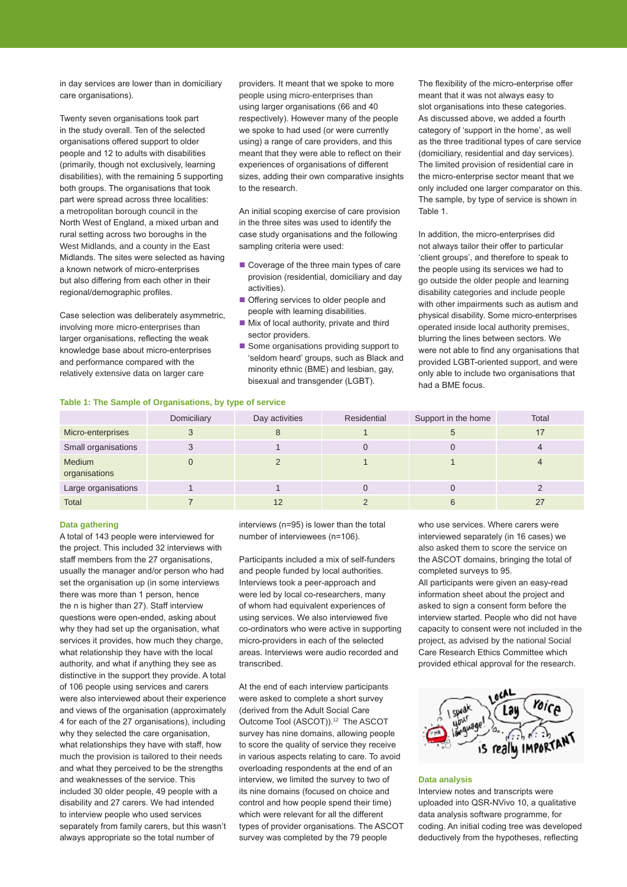in day services are lower than in domiciliary care organisations).

Twenty seven organisations took part in the study overall. Ten of the selected organisations offered support to older people and 12 to adults with disabilities (primarily, though not exclusively, learning disabilities), with the remaining 5 supporting both groups. The organisations that took part were spread across three localities: a metropolitan borough council in the North West of England, a mixed urban and rural setting across two boroughs in the West Midlands, and a county in the East Midlands. The sites were selected as having a known network of micro-enterprises but also differing from each other in their regional/demographic profiles.

Case selection was deliberately asymmetric, involving more micro-enterprises than larger organisations, reflecting the weak knowledge base about micro-enterprises and performance compared with the relatively extensive data on larger care providers. It meant that we spoke to more people using micro-enterprises than using larger organisations (66 and 40 respectively). However many of the people we spoke to had used (or were currently using) a range of care providers, and this meant that they were able to reflect on their experiences of organisations of different sizes, adding their own comparative insights to the research.

An initial scoping exercise of care provision in the three sites was used to identify the case study organisations and the following sampling criteria were used:

- Coverage of the three main types of care provision (residential, domiciliary and day activities).
- Offering services to older people and people with learning disabilities.
- Mix of local authority, private and third sector providers.
- Some organisations providing support to 'seldom heard' groups, such as Black and minority ethnic (BME) and lesbian, gay, bisexual and transgender (LGBT).

The flexibility of the micro-enterprise offer meant that it was not always easy to slot organisations into these categories. As discussed above, we added a fourth category of 'support in the home', as well as the three traditional types of care service (domiciliary, residential and day services). The limited provision of residential care in the micro-enterprise sector meant that we only included one larger comparator on this. The sample, by type of service is shown in Table 1.

In addition, the micro-enterprises did not always tailor their offer to particular 'client groups', and therefore to speak to the people using its services we had to go outside the older people and learning disability categories and include people with other impairments such as autism and physical disability. Some micro-enterprises operated inside local authority premises, blurring the lines between sectors. We were not able to find any organisations that provided LGBT-oriented support, and were only able to include two organisations that had a BME focus.

**Table 1: The Sample of Organisations, by type of service**

| | Domiciliary | Day activities | Residential | Support in the home | Total |
|---|---|---|---|---|---|
| Micro-enterprises | 3 | 8 | 1 | 5 | 17 |
| Small organisations | 3 | 1 | 0 | 0 | 4 |
| Medium organisations | 0 | 2 | 1 | 1 | 4 |
| Large organisations | 1 | 1 | 0 | 0 | 2 |
| Total | 7 | 12 | 2 | 6 | 27 |

### Data gathering

A total of 143 people were interviewed for the project. This included 32 interviews with staff members from the 27 organisations, usually the manager and/or person who had set the organisation up (in some interviews there was more than 1 person, hence the n is higher than 27). Staff interview questions were open-ended, asking about why they had set up the organisation, what services it provides, how much they charge, what relationship they have with the local authority, and what if anything they see as distinctive in the support they provide. A total of 106 people using services and carers were also interviewed about their experience and views of the organisation (approximately 4 for each of the 27 organisations), including why they selected the care organisation, what relationships they have with staff, how much the provision is tailored to their needs and what they perceived to be the strengths and weaknesses of the service. This included 30 older people, 49 people with a disability and 27 carers. We had intended to interview people who used services separately from family carers, but this wasn't always appropriate so the total number of interviews (n=95) is lower than the total number of interviewees (n=106).

Participants included a mix of self-funders and people funded by local authorities. Interviews took a peer-approach and were led by local co-researchers, many of whom had equivalent experiences of using services. We also interviewed five co-ordinators who were active in supporting micro-providers in each of the selected areas. Interviews were audio recorded and transcribed.

At the end of each interview participants were asked to complete a short survey (derived from the Adult Social Care Outcome Tool (ASCOT)).[12] The ASCOT survey has nine domains, allowing people to score the quality of service they receive in various aspects relating to care. To avoid overloading respondents at the end of an interview, we limited the survey to two of its nine domains (focused on choice and control and how people spend their time) which were relevant for all the different types of provider organisations. The ASCOT survey was completed by the 79 people who use services. Where carers were interviewed separately (in 16 cases) we also asked them to score the service on the ASCOT domains, bringing the total of completed surveys to 95.

All participants were given an easy-read information sheet about the project and asked to sign a consent form before the interview started. People who did not have capacity to consent were not included in the project, as advised by the national Social Care Research Ethics Committee which provided ethical approval for the research.

### Data analysis

Interview notes and transcripts were uploaded into QSR-NVivo 10, a qualitative data analysis software programme, for coding. An initial coding tree was developed deductively from the hypotheses, reflecting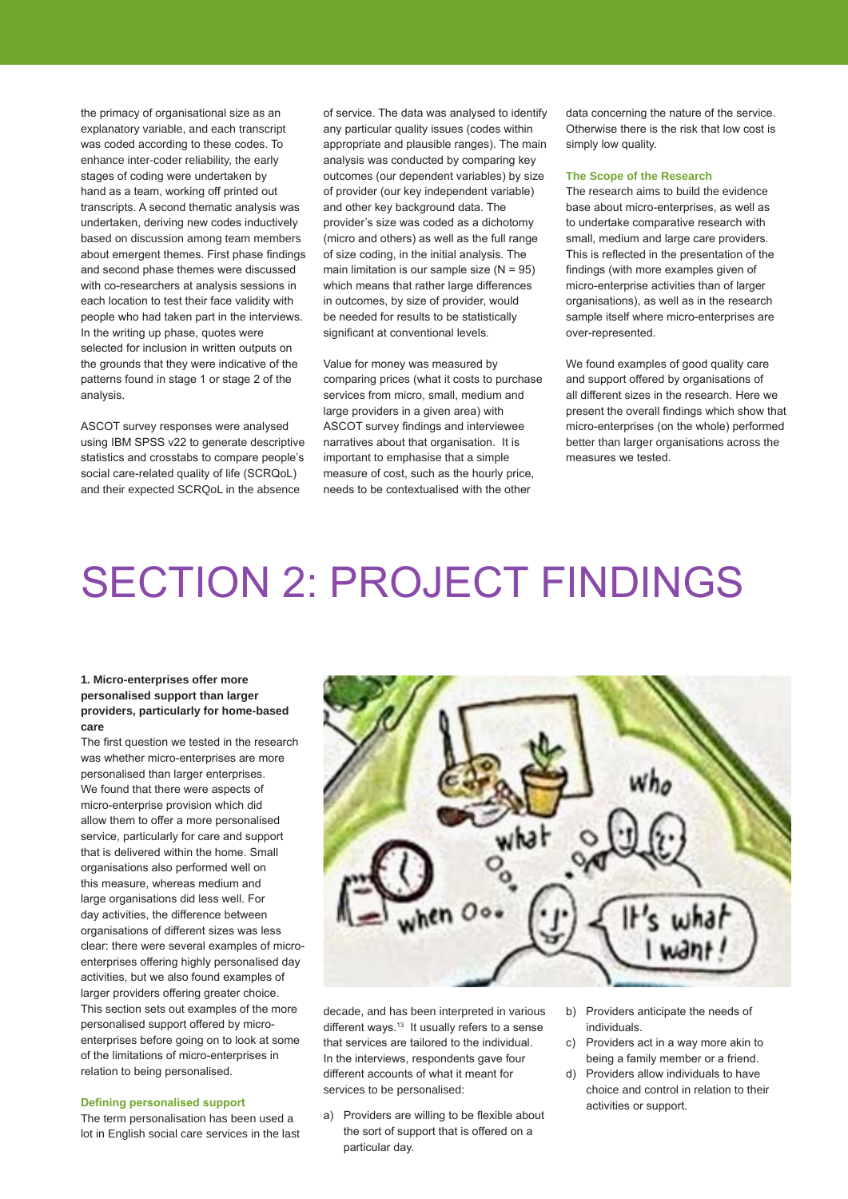the primacy of organisational size as an explanatory variable, and each transcript was coded according to these codes. To enhance inter-coder reliability, the early stages of coding were undertaken by hand as a team, working off printed out transcripts. A second thematic analysis was undertaken, deriving new codes inductively based on discussion among team members about emergent themes. First phase findings and second phase themes were discussed with co-researchers at analysis sessions in each location to test their face validity with people who had taken part in the interviews. In the writing up phase, quotes were selected for inclusion in written outputs on the grounds that they were indicative of the patterns found in stage 1 or stage 2 of the analysis.

ASCOT survey responses were analysed using IBM SPSS v22 to generate descriptive statistics and crosstabs to compare people's social care-related quality of life (SCRQoL) and their expected SCRQoL in the absence of service. The data was analysed to identify any particular quality issues (codes within appropriate and plausible ranges). The main analysis was conducted by comparing key outcomes (our dependent variables) by size of provider (our key independent variable) and other key background data. The provider's size was coded as a dichotomy (micro and others) as well as the full range of size coding, in the initial analysis. The main limitation is our sample size (N = 95) which means that rather large differences in outcomes, by size of provider, would be needed for results to be statistically significant at conventional levels.

Value for money was measured by comparing prices (what it costs to purchase services from micro, small, medium and large providers in a given area) with ASCOT survey findings and interviewee narratives about that organisation. It is important to emphasise that a simple measure of cost, such as the hourly price, needs to be contextualised with the other data concerning the nature of the service. Otherwise there is the risk that low cost is simply low quality.

### The Scope of the Research

The research aims to build the evidence base about micro-enterprises, as well as to undertake comparative research with small, medium and large care providers. This is reflected in the presentation of the findings (with more examples given of micro-enterprise activities than of larger organisations), as well as in the research sample itself where micro-enterprises are over-represented.

We found examples of good quality care and support offered by organisations of all different sizes in the research. Here we present the overall findings which show that micro-enterprises (on the whole) performed better than larger organisations across the measures we tested.

# SECTION 2: PROJECT FINDINGS

**1. Micro-enterprises offer more personalised support than larger providers, particularly for home-based care**

The first question we tested in the research was whether micro-enterprises are more personalised than larger enterprises. We found that there were aspects of micro-enterprise provision which did allow them to offer a more personalised service, particularly for care and support that is delivered within the home. Small organisations also performed well on this measure, whereas medium and large organisations did less well. For day activities, the difference between organisations of different sizes was less clear: there were several examples of micro-enterprises offering highly personalised day activities, but we also found examples of larger providers offering greater choice. This section sets out examples of the more personalised support offered by micro-enterprises before going on to look at some of the limitations of micro-enterprises in relation to being personalised.

### Defining personalised support

The term personalisation has been used a lot in English social care services in the last decade, and has been interpreted in various different ways.[13] It usually refers to a sense that services are tailored to the individual. In the interviews, respondents gave four different accounts of what it meant for services to be personalised:

a) Providers are willing to be flexible about the sort of support that is offered on a particular day.
b) Providers anticipate the needs of individuals.
c) Providers act in a way more akin to being a family member or a friend.
d) Providers allow individuals to have choice and control in relation to their activities or support.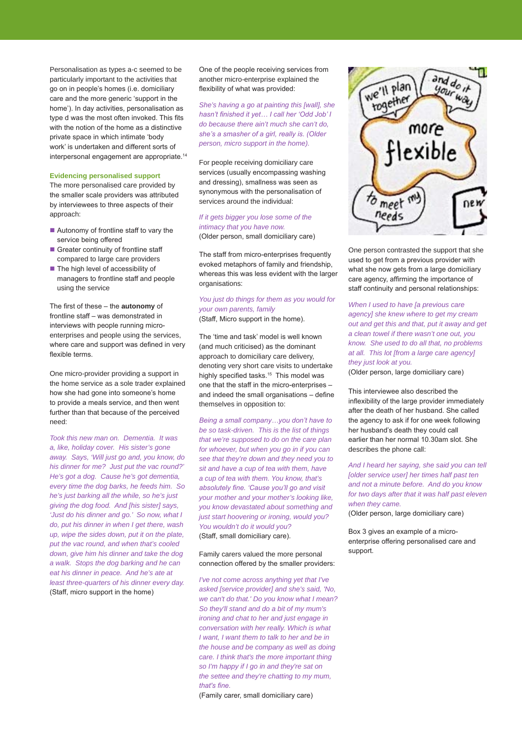Personalisation as types a-c seemed to be particularly important to the activities that go on in people's homes (i.e. domiciliary care and the more generic 'support in the home'). In day activities, personalisation as type d was the most often invoked. This fits with the notion of the home as a distinctive private space in which intimate 'body work' is undertaken and different sorts of interpersonal engagement are appropriate.[14]

### Evidencing personalised support

The more personalised care provided by the smaller scale providers was attributed by interviewees to three aspects of their approach:

- Autonomy of frontline staff to vary the service being offered
- Greater continuity of frontline staff compared to large care providers
- The high level of accessibility of managers to frontline staff and people using the service

The first of these – the **autonomy** of frontline staff – was demonstrated in interviews with people running micro-enterprises and people using the services, where care and support was defined in very flexible terms.

One micro-provider providing a support in the home service as a sole trader explained how she had gone into someone's home to provide a meals service, and then went further than that because of the perceived need:

*Took this new man on. Dementia. It was a, like, holiday cover. His sister's gone away. Says, 'Will just go and, you know, do his dinner for me? Just put the vac round?' He's got a dog. Cause he's got dementia, every time the dog barks, he feeds him. So he's just barking all the while, so he's just giving the dog food. And [his sister] says, 'Just do his dinner and go.' So now, what I do, put his dinner in when I get there, wash up, wipe the sides down, put it on the plate, put the vac round, and when that's cooled down, give him his dinner and take the dog a walk. Stops the dog barking and he can eat his dinner in peace. And he's ate at least three-quarters of his dinner every day.*
(Staff, micro support in the home)

One of the people receiving services from another micro-enterprise explained the flexibility of what was provided:

*She's having a go at painting this [wall], she hasn't finished it yet… I call her 'Odd Job' I do because there ain't much she can't do, she's a smasher of a girl, really is. (Older person, micro support in the home).*

For people receiving domiciliary care services (usually encompassing washing and dressing), smallness was seen as synonymous with the personalisation of services around the individual:

*If it gets bigger you lose some of the intimacy that you have now.*
(Older person, small domiciliary care)

The staff from micro-enterprises frequently evoked metaphors of family and friendship, whereas this was less evident with the larger organisations:

*You just do things for them as you would for your own parents, family*
(Staff, Micro support in the home).

The 'time and task' model is well known (and much criticised) as the dominant approach to domiciliary care delivery, denoting very short care visits to undertake highly specified tasks.[15] This model was one that the staff in the micro-enterprises – and indeed the small organisations – define themselves in opposition to:

*Being a small company…you don't have to be so task-driven. This is the list of things that we're supposed to do on the care plan for whoever, but when you go in if you can see that they're down and they need you to sit and have a cup of tea with them, have a cup of tea with them. You know, that's absolutely fine. 'Cause you'll go and visit your mother and your mother's looking like, you know devastated about something and just start hoovering or ironing, would you? You wouldn't do it would you?*
(Staff, small domiciliary care).

Family carers valued the more personal connection offered by the smaller providers:

*I've not come across anything yet that I've asked [service provider] and she's said, 'No, we can't do that.' Do you know what I mean? So they'll stand and do a bit of my mum's ironing and chat to her and just engage in conversation with her really. Which is what I want, I want them to talk to her and be in the house and be company as well as doing care. I think that's the more important thing so I'm happy if I go in and they're sat on the settee and they're chatting to my mum, that's fine.*
(Family carer, small domiciliary care)

One person contrasted the support that she used to get from a previous provider with what she now gets from a large domiciliary care agency, affirming the importance of staff continuity and personal relationships:

*When I used to have [a previous care agency] she knew where to get my cream out and get this and that, put it away and get a clean towel if there wasn't one out, you know. She used to do all that, no problems at all. This lot [from a large care agency] they just look at you.*
(Older person, large domiciliary care)

This interviewee also described the inflexibility of the large provider immediately after the death of her husband. She called the agency to ask if for one week following her husband's death they could call earlier than her normal 10.30am slot. She describes the phone call:

*And I heard her saying, she said you can tell [older service user] her times half past ten and not a minute before. And do you know for two days after that it was half past eleven when they came.*
(Older person, large domiciliary care)

Box 3 gives an example of a micro-enterprise offering personalised care and support.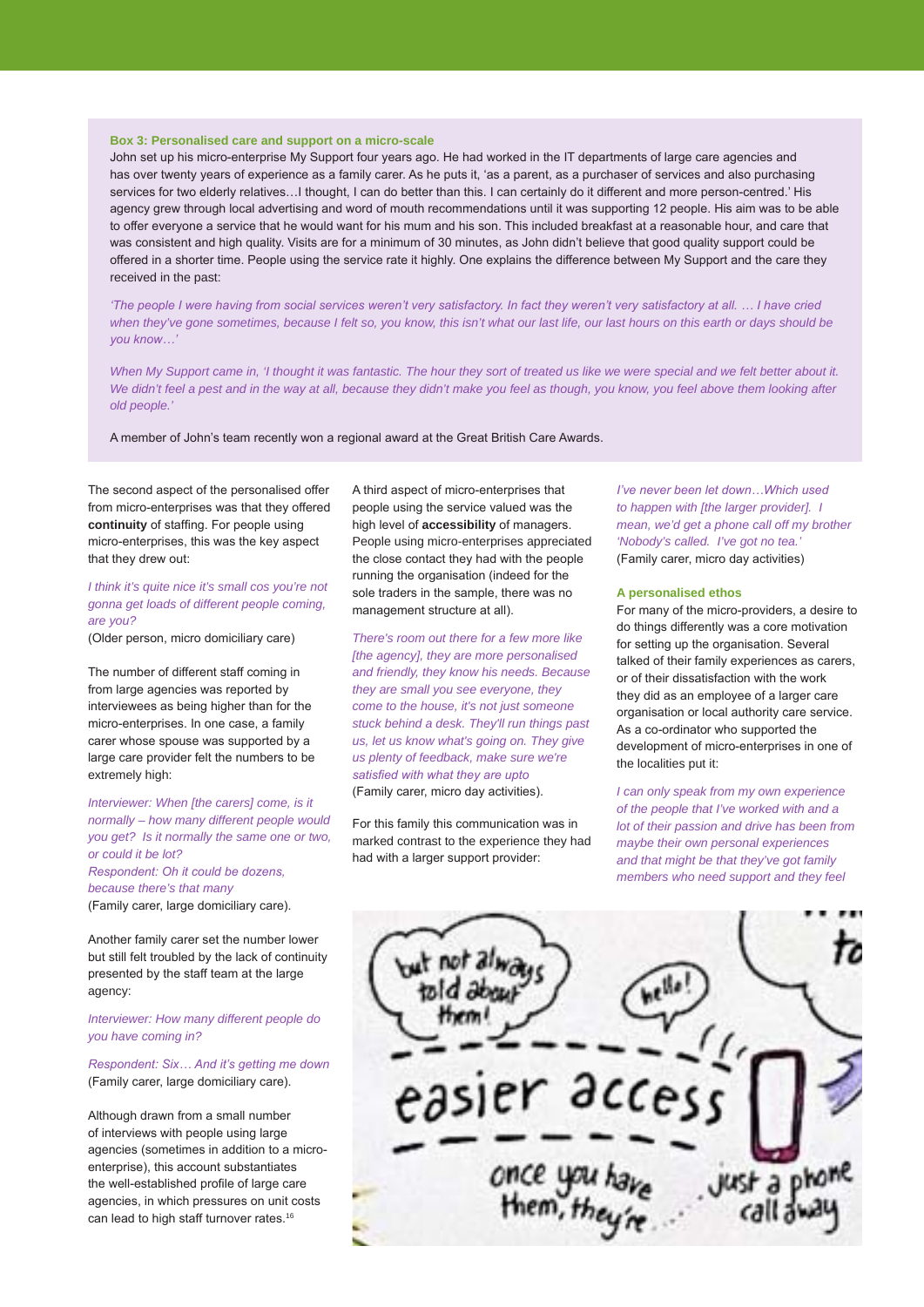**Box 3: Personalised care and support on a micro-scale**

John set up his micro-enterprise My Support four years ago. He had worked in the IT departments of large care agencies and has over twenty years of experience as a family carer. As he puts it, 'as a parent, as a purchaser of services and also purchasing services for two elderly relatives…I thought, I can do better than this. I can certainly do it different and more person-centred.' His agency grew through local advertising and word of mouth recommendations until it was supporting 12 people. His aim was to be able to offer everyone a service that he would want for his mum and his son. This included breakfast at a reasonable hour, and care that was consistent and high quality. Visits are for a minimum of 30 minutes, as John didn't believe that good quality support could be offered in a shorter time. People using the service rate it highly. One explains the difference between My Support and the care they received in the past:

*'The people I were having from social services weren't very satisfactory. In fact they weren't very satisfactory at all. … I have cried when they've gone sometimes, because I felt so, you know, this isn't what our last life, our last hours on this earth or days should be you know…'*

*When My Support came in, 'I thought it was fantastic. The hour they sort of treated us like we were special and we felt better about it. We didn't feel a pest and in the way at all, because they didn't make you feel as though, you know, you feel above them looking after old people.'*

A member of John's team recently won a regional award at the Great British Care Awards.

The second aspect of the personalised offer from micro-enterprises was that they offered **continuity** of staffing. For people using micro-enterprises, this was the key aspect that they drew out:

*I think it's quite nice it's small cos you're not gonna get loads of different people coming, are you?*
(Older person, micro domiciliary care)

The number of different staff coming in from large agencies was reported by interviewees as being higher than for the micro-enterprises. In one case, a family carer whose spouse was supported by a large care provider felt the numbers to be extremely high:

*Interviewer: When [the carers] come, is it normally – how many different people would you get? Is it normally the same one or two, or could it be lot?*
*Respondent: Oh it could be dozens, because there's that many*
(Family carer, large domiciliary care).

Another family carer set the number lower but still felt troubled by the lack of continuity presented by the staff team at the large agency:

*Interviewer: How many different people do you have coming in?*

*Respondent: Six… And it's getting me down*
(Family carer, large domiciliary care).

Although drawn from a small number of interviews with people using large agencies (sometimes in addition to a micro-enterprise), this account substantiates the well-established profile of large care agencies, in which pressures on unit costs can lead to high staff turnover rates.[16]

A third aspect of micro-enterprises that people using the service valued was the high level of **accessibility** of managers. People using micro-enterprises appreciated the close contact they had with the people running the organisation (indeed for the sole traders in the sample, there was no management structure at all).

*There's room out there for a few more like [the agency], they are more personalised and friendly, they know his needs. Because they are small you see everyone, they come to the house, it's not just someone stuck behind a desk. They'll run things past us, let us know what's going on. They give us plenty of feedback, make sure we're satisfied with what they are upto*
(Family carer, micro day activities).

For this family this communication was in marked contrast to the experience they had had with a larger support provider:

*I've never been let down…Which used to happen with [the larger provider]. I mean, we'd get a phone call off my brother 'Nobody's called. I've got no tea.'*
(Family carer, micro day activities)

### A personalised ethos

For many of the micro-providers, a desire to do things differently was a core motivation for setting up the organisation. Several talked of their family experiences as carers, or of their dissatisfaction with the work they did as an employee of a larger care organisation or local authority care service. As a co-ordinator who supported the development of micro-enterprises in one of the localities put it:

*I can only speak from my own experience of the people that I've worked with and a lot of their passion and drive has been from maybe their own personal experiences and that might be that they've got family members who need support and they feel*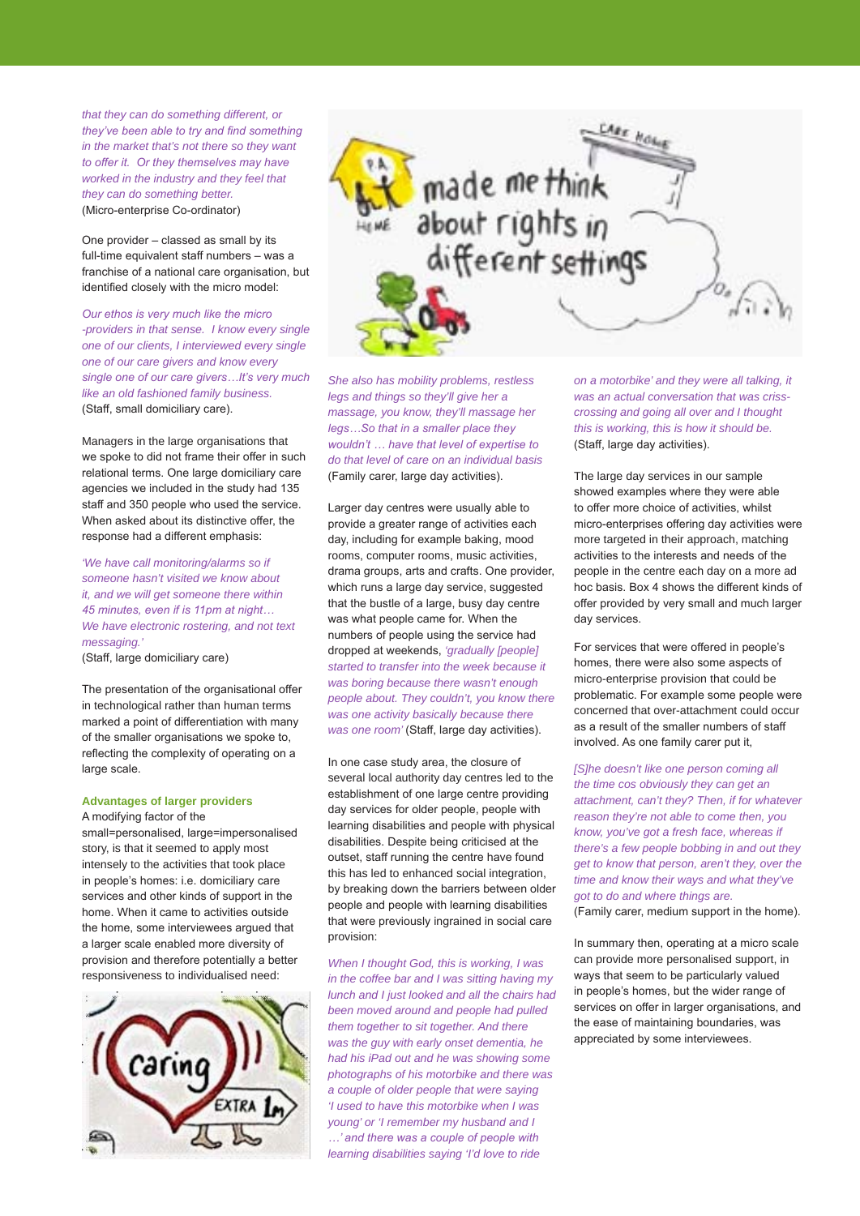*that they can do something different, or they've been able to try and find something in the market that's not there so they want to offer it. Or they themselves may have worked in the industry and they feel that they can do something better.*
(Micro-enterprise Co-ordinator)

One provider – classed as small by its full-time equivalent staff numbers – was a franchise of a national care organisation, but identified closely with the micro model:

*Our ethos is very much like the micro -providers in that sense. I know every single one of our clients, I interviewed every single one of our care givers and know every single one of our care givers…It's very much like an old fashioned family business.*
(Staff, small domiciliary care).

Managers in the large organisations that we spoke to did not frame their offer in such relational terms. One large domiciliary care agencies we included in the study had 135 staff and 350 people who used the service. When asked about its distinctive offer, the response had a different emphasis:

*'We have call monitoring/alarms so if someone hasn't visited we know about it, and we will get someone there within 45 minutes, even if is 11pm at night… We have electronic rostering, and not text messaging.'*
(Staff, large domiciliary care)

The presentation of the organisational offer in technological rather than human terms marked a point of differentiation with many of the smaller organisations we spoke to, reflecting the complexity of operating on a large scale.

### Advantages of larger providers

A modifying factor of the small=personalised, large=impersonalised story, is that it seemed to apply most intensely to the activities that took place in people's homes: i.e. domiciliary care services and other kinds of support in the home. When it came to activities outside the home, some interviewees argued that a larger scale enabled more diversity of provision and therefore potentially a better responsiveness to individualised need:

*She also has mobility problems, restless legs and things so they'll give her a massage, you know, they'll massage her legs…So that in a smaller place they wouldn't … have that level of expertise to do that level of care on an individual basis*
(Family carer, large day activities).

Larger day centres were usually able to provide a greater range of activities each day, including for example baking, mood rooms, computer rooms, music activities, drama groups, arts and crafts. One provider, which runs a large day service, suggested that the bustle of a large, busy day centre was what people came for. When the numbers of people using the service had dropped at weekends, *'gradually [people] started to transfer into the week because it was boring because there wasn't enough people about. They couldn't, you know there was one activity basically because there was one room'* (Staff, large day activities).

In one case study area, the closure of several local authority day centres led to the establishment of one large centre providing day services for older people, people with learning disabilities and people with physical disabilities. Despite being criticised at the outset, staff running the centre have found this has led to enhanced social integration, by breaking down the barriers between older people and people with learning disabilities that were previously ingrained in social care provision:

*When I thought God, this is working, I was in the coffee bar and I was sitting having my lunch and I just looked and all the chairs had been moved around and people had pulled them together to sit together. And there was the guy with early onset dementia, he had his iPad out and he was showing some photographs of his motorbike and there was a couple of older people that were saying 'I used to have this motorbike when I was young' or 'I remember my husband and I …' and there was a couple of people with learning disabilities saying 'I'd love to ride on a motorbike' and they were all talking, it was an actual conversation that was criss-crossing and going all over and I thought this is working, this is how it should be.*
(Staff, large day activities).

The large day services in our sample showed examples where they were able to offer more choice of activities, whilst micro-enterprises offering day activities were more targeted in their approach, matching activities to the interests and needs of the people in the centre each day on a more ad hoc basis. Box 4 shows the different kinds of offer provided by very small and much larger day services.

For services that were offered in people's homes, there were also some aspects of micro-enterprise provision that could be problematic. For example some people were concerned that over-attachment could occur as a result of the smaller numbers of staff involved. As one family carer put it,

*[S]he doesn't like one person coming all the time cos obviously they can get an attachment, can't they? Then, if for whatever reason they're not able to come then, you know, you've got a fresh face, whereas if there's a few people bobbing in and out they get to know that person, aren't they, over the time and know their ways and what they've got to do and where things are.*
(Family carer, medium support in the home).

In summary then, operating at a micro scale can provide more personalised support, in ways that seem to be particularly valued in people's homes, but the wider range of services on offer in larger organisations, and the ease of maintaining boundaries, was appreciated by some interviewees.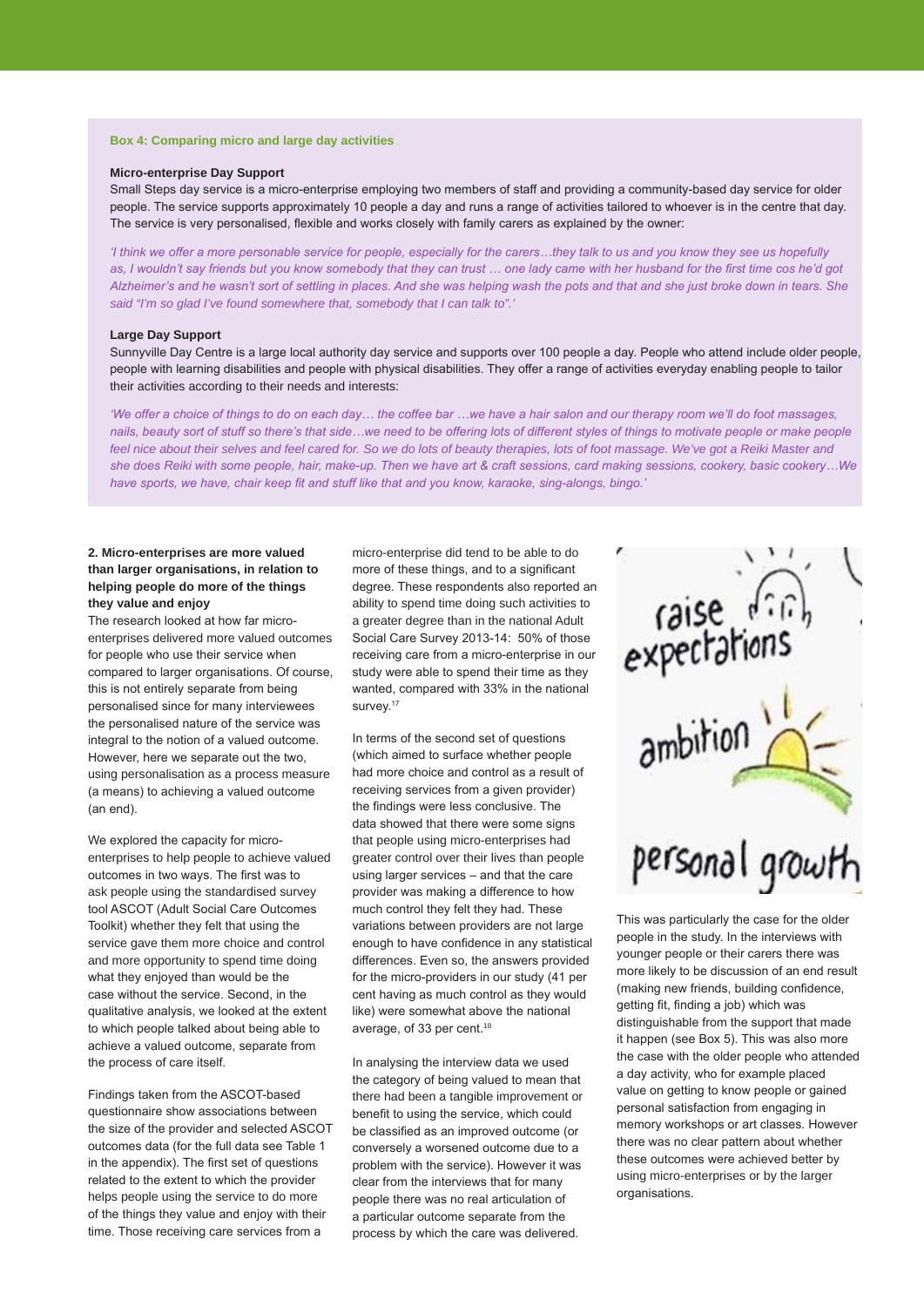**Box 4: Comparing micro and large day activities**

**Micro-enterprise Day Support**

Small Steps day service is a micro-enterprise employing two members of staff and providing a community-based day service for older people. The service supports approximately 10 people a day and runs a range of activities tailored to whoever is in the centre that day. The service is very personalised, flexible and works closely with family carers as explained by the owner:

*'I think we offer a more personable service for people, especially for the carers…they talk to us and you know they see us hopefully as, I wouldn't say friends but you know somebody that they can trust … one lady came with her husband for the first time cos he'd got Alzheimer's and he wasn't sort of settling in places. And she was helping wash the pots and that and she just broke down in tears. She said "I'm so glad I've found somewhere that, somebody that I can talk to".'*

**Large Day Support**

Sunnyville Day Centre is a large local authority day service and supports over 100 people a day. People who attend include older people, people with learning disabilities and people with physical disabilities. They offer a range of activities everyday enabling people to tailor their activities according to their needs and interests:

*'We offer a choice of things to do on each day… the coffee bar …we have a hair salon and our therapy room we'll do foot massages, nails, beauty sort of stuff so there's that side…we need to be offering lots of different styles of things to motivate people or make people feel nice about their selves and feel cared for. So we do lots of beauty therapies, lots of foot massage. We've got a Reiki Master and she does Reiki with some people, hair, make-up. Then we have art & craft sessions, card making sessions, cookery, basic cookery…We have sports, we have, chair keep fit and stuff like that and you know, karaoke, sing-alongs, bingo.'*

**2. Micro-enterprises are more valued than larger organisations, in relation to helping people do more of the things they value and enjoy**

The research looked at how far micro-enterprises delivered more valued outcomes for people who use their service when compared to larger organisations. Of course, this is not entirely separate from being personalised since for many interviewees the personalised nature of the service was integral to the notion of a valued outcome. However, here we separate out the two, using personalisation as a process measure (a means) to achieving a valued outcome (an end).

We explored the capacity for micro-enterprises to help people to achieve valued outcomes in two ways. The first was to ask people using the standardised survey tool ASCOT (Adult Social Care Outcomes Toolkit) whether they felt that using the service gave them more choice and control and more opportunity to spend time doing what they enjoyed than would be the case without the service. Second, in the qualitative analysis, we looked at the extent to which people talked about being able to achieve a valued outcome, separate from the process of care itself.

Findings taken from the ASCOT-based questionnaire show associations between the size of the provider and selected ASCOT outcomes data (for the full data see Table 1 in the appendix). The first set of questions related to the extent to which the provider helps people using the service to do more of the things they value and enjoy with their time. Those receiving care services from a micro-enterprise did tend to be able to do more of these things, and to a significant degree. These respondents also reported an ability to spend time doing such activities to a greater degree than in the national Adult Social Care Survey 2013-14: 50% of those receiving care from a micro-enterprise in our study were able to spend their time as they wanted, compared with 33% in the national survey.[17]

In terms of the second set of questions (which aimed to surface whether people had more choice and control as a result of receiving services from a given provider) the findings were less conclusive. The data showed that there were some signs that people using micro-enterprises had greater control over their lives than people using larger services – and that the care provider was making a difference to how much control they felt they had. These variations between providers are not large enough to have confidence in any statistical differences. Even so, the answers provided for the micro-providers in our study (41 per cent having as much control as they would like) were somewhat above the national average, of 33 per cent.[18]

In analysing the interview data we used the category of being valued to mean that there had been a tangible improvement or benefit to using the service, which could be classified as an improved outcome (or conversely a worsened outcome due to a problem with the service). However it was clear from the interviews that for many people there was no real articulation of a particular outcome separate from the process by which the care was delivered.

This was particularly the case for the older people in the study. In the interviews with younger people or their carers there was more likely to be discussion of an end result (making new friends, building confidence, getting fit, finding a job) which was distinguishable from the support that made it happen (see Box 5). This was also more the case with the older people who attended a day activity, who for example placed value on getting to know people or gained personal satisfaction from engaging in memory workshops or art classes. However there was no clear pattern about whether these outcomes were achieved better by using micro-enterprises or by the larger organisations.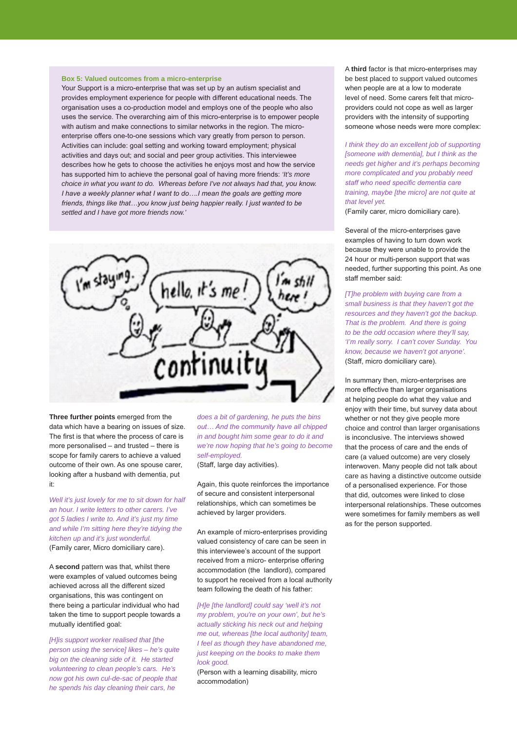**Box 5: Valued outcomes from a micro-enterprise**

Your Support is a micro-enterprise that was set up by an autism specialist and provides employment experience for people with different educational needs. The organisation uses a co-production model and employs one of the people who also uses the service. The overarching aim of this micro-enterprise is to empower people with autism and make connections to similar networks in the region. The micro-enterprise offers one-to-one sessions which vary greatly from person to person. Activities can include: goal setting and working toward employment; physical activities and days out; and social and peer group activities. This interviewee describes how he gets to choose the activities he enjoys most and how the service has supported him to achieve the personal goal of having more friends: *'It's more choice in what you want to do. Whereas before I've not always had that, you know. I have a weekly planner what I want to do….I mean the goals are getting more friends, things like that…you know just being happier really. I just wanted to be settled and I have got more friends now.'*

**Three further points** emerged from the data which have a bearing on issues of size. The first is that where the process of care is more personalised – and trusted – there is scope for family carers to achieve a valued outcome of their own. As one spouse carer, looking after a husband with dementia, put it:

*Well it's just lovely for me to sit down for half an hour. I write letters to other carers. I've got 5 ladies I write to. And it's just my time and while I'm sitting here they're tidying the kitchen up and it's just wonderful.*
(Family carer, Micro domiciliary care).

A **second** pattern was that, whilst there were examples of valued outcomes being achieved across all the different sized organisations, this was contingent on there being a particular individual who had taken the time to support people towards a mutually identified goal:

*[H]is support worker realised that [the person using the service] likes – he's quite big on the cleaning side of it. He started volunteering to clean people's cars. He's now got his own cul-de-sac of people that he spends his day cleaning their cars, he does a bit of gardening, he puts the bins out… And the community have all chipped in and bought him some gear to do it and we're now hoping that he's going to become self-employed.*
(Staff, large day activities).

Again, this quote reinforces the importance of secure and consistent interpersonal relationships, which can sometimes be achieved by larger providers.

An example of micro-enterprises providing valued consistency of care can be seen in this interviewee's account of the support received from a micro- enterprise offering accommodation (the landlord), compared to support he received from a local authority team following the death of his father:

*[H]e [the landlord] could say 'well it's not my problem, you're on your own', but he's actually sticking his neck out and helping me out, whereas [the local authority] team, I feel as though they have abandoned me, just keeping on the books to make them look good.*
(Person with a learning disability, micro accommodation)

A **third** factor is that micro-enterprises may be best placed to support valued outcomes when people are at a low to moderate level of need. Some carers felt that micro-providers could not cope as well as larger providers with the intensity of supporting someone whose needs were more complex:

*I think they do an excellent job of supporting [someone with dementia], but I think as the needs get higher and it's perhaps becoming more complicated and you probably need staff who need specific dementia care training, maybe [the micro] are not quite at that level yet.*
(Family carer, micro domiciliary care).

Several of the micro-enterprises gave examples of having to turn down work because they were unable to provide the 24 hour or multi-person support that was needed, further supporting this point. As one staff member said:

*[T]he problem with buying care from a small business is that they haven't got the resources and they haven't got the backup. That is the problem. And there is going to be the odd occasion where they'll say, 'I'm really sorry. I can't cover Sunday. You know, because we haven't got anyone'.*
(Staff, micro domiciliary care).

In summary then, micro-enterprises are more effective than larger organisations at helping people do what they value and enjoy with their time, but survey data about whether or not they give people more choice and control than larger organisations is inconclusive. The interviews showed that the process of care and the ends of care (a valued outcome) are very closely interwoven. Many people did not talk about care as having a distinctive outcome outside of a personalised experience. For those that did, outcomes were linked to close interpersonal relationships. These outcomes were sometimes for family members as well as for the person supported.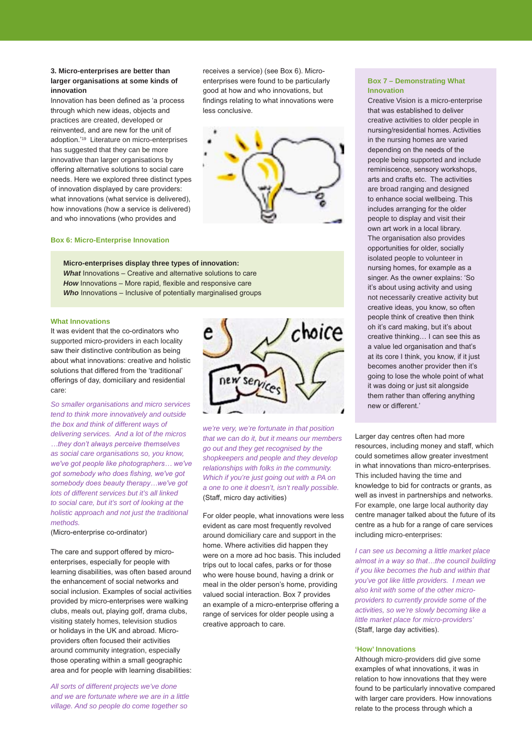### 3. Micro-enterprises are better than larger organisations at some kinds of innovation

Innovation has been defined as 'a process through which new ideas, objects and practices are created, developed or reinvented, and are new for the unit of adoption.'[19] Literature on micro-enterprises has suggested that they can be more innovative than larger organisations by offering alternative solutions to social care needs. Here we explored three distinct types of innovation displayed by care providers: what innovations (what service is delivered), how innovations (how a service is delivered) and who innovations (who provides and receives a service) (see Box 6). Micro-enterprises were found to be particularly good at how and who innovations, but findings relating to what innovations were less conclusive.

**Box 6: Micro-Enterprise Innovation**

> **Micro-enterprises display three types of innovation:**
> ***What*** Innovations – Creative and alternative solutions to care
> ***How*** Innovations – More rapid, flexible and responsive care
> ***Who*** Innovations – Inclusive of potentially marginalised groups

#### What Innovations

It was evident that the co-ordinators who supported micro-providers in each locality saw their distinctive contribution as being about what innovations: creative and holistic solutions that differed from the 'traditional' offerings of day, domiciliary and residential care:

*So smaller organisations and micro services tend to think more innovatively and outside the box and think of different ways of delivering services. And a lot of the micros …they don't always perceive themselves as social care organisations so, you know, we've got people like photographers… we've got somebody who does fishing, we've got somebody does beauty therapy…we've got lots of different services but it's all linked to social care, but it's sort of looking at the holistic approach and not just the traditional methods.*
(Micro-enterprise co-ordinator)

The care and support offered by micro-enterprises, especially for people with learning disabilities, was often based around the enhancement of social networks and social inclusion. Examples of social activities provided by micro-enterprises were walking clubs, meals out, playing golf, drama clubs, visiting stately homes, television studios or holidays in the UK and abroad. Micro-providers often focused their activities around community integration, especially those operating within a small geographic area and for people with learning disabilities:

*All sorts of different projects we've done and we are fortunate where we are in a little village. And so people do come together so we're very, we're fortunate in that position that we can do it, but it means our members go out and they get recognised by the shopkeepers and people and they develop relationships with folks in the community. Which if you're just going out with a PA on a one to one it doesn't, isn't really possible.*
(Staff, micro day activities)

For older people, what innovations were less evident as care most frequently revolved around domiciliary care and support in the home. Where activities did happen they were on a more ad hoc basis. This included trips out to local cafes, parks or for those who were house bound, having a drink or meal in the older person's home, providing valued social interaction. Box 7 provides an example of a micro-enterprise offering a range of services for older people using a creative approach to care.

> **Box 7 – Demonstrating What Innovation**
>
> Creative Vision is a micro-enterprise that was established to deliver creative activities to older people in nursing/residential homes. Activities in the nursing homes are varied depending on the needs of the people being supported and include reminiscence, sensory workshops, arts and crafts etc. The activities are broad ranging and designed to enhance social wellbeing. This includes arranging for the older people to display and visit their own art work in a local library. The organisation also provides opportunities for older, socially isolated people to volunteer in nursing homes, for example as a singer. As the owner explains: 'So it's about using activity and using not necessarily creative activity but creative ideas, you know, so often people think of creative then think oh it's card making, but it's about creative thinking… I can see this as a value led organisation and that's at its core I think, you know, if it just becomes another provider then it's going to lose the whole point of what it was doing or just sit alongside them rather than offering anything new or different.'

Larger day centres often had more resources, including money and staff, which could sometimes allow greater investment in what innovations than micro-enterprises. This included having the time and knowledge to bid for contracts or grants, as well as invest in partnerships and networks. For example, one large local authority day centre manager talked about the future of its centre as a hub for a range of care services including micro-enterprises:

*I can see us becoming a little market place almost in a way so that…the council building if you like becomes the hub and within that you've got like little providers. I mean we also knit with some of the other micro-providers to currently provide some of the activities, so we're slowly becoming like a little market place for micro-providers'*
(Staff, large day activities).

#### 'How' Innovations

Although micro-providers did give some examples of what innovations, it was in relation to how innovations that they were found to be particularly innovative compared with larger care providers. How innovations relate to the process through which a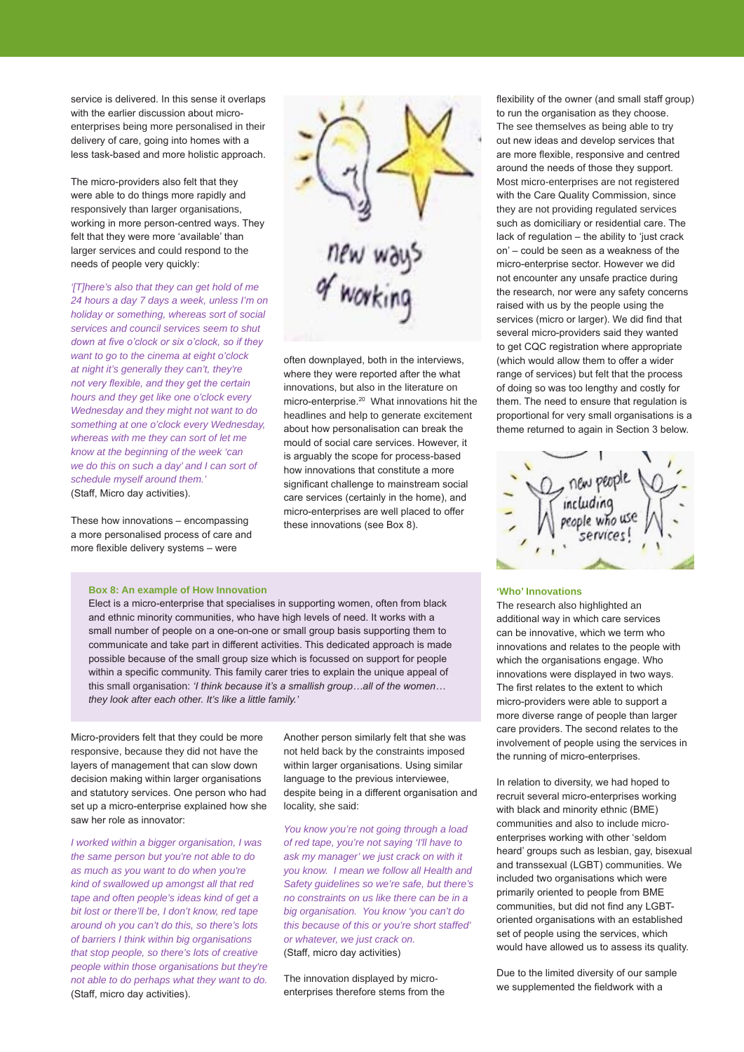service is delivered. In this sense it overlaps with the earlier discussion about micro-enterprises being more personalised in their delivery of care, going into homes with a less task-based and more holistic approach.

The micro-providers also felt that they were able to do things more rapidly and responsively than larger organisations, working in more person-centred ways. They felt that they were more 'available' than larger services and could respond to the needs of people very quickly:

*'[T]here's also that they can get hold of me 24 hours a day 7 days a week, unless I'm on holiday or something, whereas sort of social services and council services seem to shut down at five o'clock or six o'clock, so if they want to go to the cinema at eight o'clock at night it's generally they can't, they're not very flexible, and they get the certain hours and they get like one o'clock every Wednesday and they might not want to do something at one o'clock every Wednesday, whereas with me they can sort of let me know at the beginning of the week 'can we do this on such a day' and I can sort of schedule myself around them.'*
(Staff, Micro day activities).

These how innovations – encompassing a more personalised process of care and more flexible delivery systems – were often downplayed, both in the interviews, where they were reported after the what innovations, but also in the literature on micro-enterprise.[20] What innovations hit the headlines and help to generate excitement about how personalisation can break the mould of social care services. However, it is arguably the scope for process-based how innovations that constitute a more significant challenge to mainstream social care services (certainly in the home), and micro-enterprises are well placed to offer these innovations (see Box 8).

**Box 8: An example of How Innovation**

Elect is a micro-enterprise that specialises in supporting women, often from black and ethnic minority communities, who have high levels of need. It works with a small number of people on a one-on-one or small group basis supporting them to communicate and take part in different activities. This dedicated approach is made possible because of the small group size which is focussed on support for people within a specific community. This family carer tries to explain the unique appeal of this small organisation: *'I think because it's a smallish group…all of the women…they look after each other. It's like a little family.'*

Micro-providers felt that they could be more responsive, because they did not have the layers of management that can slow down decision making within larger organisations and statutory services. One person who had set up a micro-enterprise explained how she saw her role as innovator:

*I worked within a bigger organisation, I was the same person but you're not able to do as much as you want to do when you're kind of swallowed up amongst all that red tape and often people's ideas kind of get a bit lost or there'll be, I don't know, red tape around oh you can't do this, so there's lots of barriers I think within big organisations that stop people, so there's lots of creative people within those organisations but they're not able to do perhaps what they want to do.*
(Staff, micro day activities).

Another person similarly felt that she was not held back by the constraints imposed within larger organisations. Using similar language to the previous interviewee, despite being in a different organisation and locality, she said:

*You know you're not going through a load of red tape, you're not saying 'I'll have to ask my manager' we just crack on with it you know. I mean we follow all Health and Safety guidelines so we're safe, but there's no constraints on us like there can be in a big organisation. You know 'you can't do this because of this or you're short staffed' or whatever, we just crack on.*
(Staff, micro day activities)

The innovation displayed by micro-enterprises therefore stems from the flexibility of the owner (and small staff group) to run the organisation as they choose. The see themselves as being able to try out new ideas and develop services that are more flexible, responsive and centred around the needs of those they support. Most micro-enterprises are not registered with the Care Quality Commission, since they are not providing regulated services such as domiciliary or residential care. The lack of regulation – the ability to 'just crack on' – could be seen as a weakness of the micro-enterprise sector. However we did not encounter any unsafe practice during the research, nor were any safety concerns raised with us by the people using the services (micro or larger). We did find that several micro-providers said they wanted to get CQC registration where appropriate (which would allow them to offer a wider range of services) but felt that the process of doing so was too lengthy and costly for them. The need to ensure that regulation is proportional for very small organisations is a theme returned to again in Section 3 below.

### 'Who' Innovations

The research also highlighted an additional way in which care services can be innovative, which we term who innovations and relates to the people with which the organisations engage. Who innovations were displayed in two ways. The first relates to the extent to which micro-providers were able to support a more diverse range of people than larger care providers. The second relates to the involvement of people using the services in the running of micro-enterprises.

In relation to diversity, we had hoped to recruit several micro-enterprises working with black and minority ethnic (BME) communities and also to include micro-enterprises working with other 'seldom heard' groups such as lesbian, gay, bisexual and transsexual (LGBT) communities. We included two organisations which were primarily oriented to people from BME communities, but did not find any LGBT-oriented organisations with an established set of people using the services, which would have allowed us to assess its quality.

Due to the limited diversity of our sample we supplemented the fieldwork with a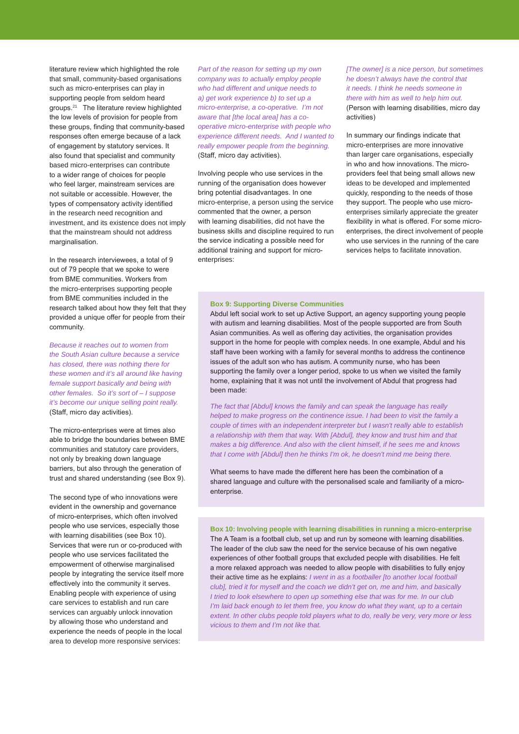literature review which highlighted the role that small, community-based organisations such as micro-enterprises can play in supporting people from seldom heard groups.[21] The literature review highlighted the low levels of provision for people from these groups, finding that community-based responses often emerge because of a lack of engagement by statutory services. It also found that specialist and community based micro-enterprises can contribute to a wider range of choices for people who feel larger, mainstream services are not suitable or accessible. However, the types of compensatory activity identified in the research need recognition and investment, and its existence does not imply that the mainstream should not address marginalisation.

In the research interviewees, a total of 9 out of 79 people that we spoke to were from BME communities. Workers from the micro-enterprises supporting people from BME communities included in the research talked about how they felt that they provided a unique offer for people from their community.

*Because it reaches out to women from the South Asian culture because a service has closed, there was nothing there for these women and it's all around like having female support basically and being with other females. So it's sort of – I suppose it's become our unique selling point really.* (Staff, micro day activities).

The micro-enterprises were at times also able to bridge the boundaries between BME communities and statutory care providers, not only by breaking down language barriers, but also through the generation of trust and shared understanding (see Box 9).

The second type of who innovations were evident in the ownership and governance of micro-enterprises, which often involved people who use services, especially those with learning disabilities (see Box 10). Services that were run or co-produced with people who use services facilitated the empowerment of otherwise marginalised people by integrating the service itself more effectively into the community it serves. Enabling people with experience of using care services to establish and run care services can arguably unlock innovation by allowing those who understand and experience the needs of people in the local area to develop more responsive services:

*Part of the reason for setting up my own company was to actually employ people who had different and unique needs to a) get work experience b) to set up a micro-enterprise, a co-operative. I'm not aware that [the local area] has a co-operative micro-enterprise with people who experience different needs. And I wanted to really empower people from the beginning.* (Staff, micro day activities).

Involving people who use services in the running of the organisation does however bring potential disadvantages. In one micro-enterprise, a person using the service commented that the owner, a person with learning disabilities, did not have the business skills and discipline required to run the service indicating a possible need for additional training and support for micro-enterprises:

*[The owner] is a nice person, but sometimes he doesn't always have the control that it needs. I think he needs someone in there with him as well to help him out.* (Person with learning disabilities, micro day activities)

In summary our findings indicate that micro-enterprises are more innovative than larger care organisations, especially in who and how innovations. The micro-providers feel that being small allows new ideas to be developed and implemented quickly, responding to the needs of those they support. The people who use micro-enterprises similarly appreciate the greater flexibility in what is offered. For some micro-enterprises, the direct involvement of people who use services in the running of the care services helps to facilitate innovation.

**Box 9: Supporting Diverse Communities**

Abdul left social work to set up Active Support, an agency supporting young people with autism and learning disabilities. Most of the people supported are from South Asian communities. As well as offering day activities, the organisation provides support in the home for people with complex needs. In one example, Abdul and his staff have been working with a family for several months to address the continence issues of the adult son who has autism. A community nurse, who has been supporting the family over a longer period, spoke to us when we visited the family home, explaining that it was not until the involvement of Abdul that progress had been made:

*The fact that [Abdul] knows the family and can speak the language has really helped to make progress on the continence issue. I had been to visit the family a couple of times with an independent interpreter but I wasn't really able to establish a relationship with them that way. With [Abdul], they know and trust him and that makes a big difference. And also with the client himself, if he sees me and knows that I come with [Abdul] then he thinks I'm ok, he doesn't mind me being there.*

What seems to have made the different here has been the combination of a shared language and culture with the personalised scale and familiarity of a micro-enterprise.

**Box 10: Involving people with learning disabilities in running a micro-enterprise**

The A Team is a football club, set up and run by someone with learning disabilities. The leader of the club saw the need for the service because of his own negative experiences of other football groups that excluded people with disabilities. He felt a more relaxed approach was needed to allow people with disabilities to fully enjoy their active time as he explains: *I went in as a footballer [to another local football club], tried it for myself and the coach we didn't get on, me and him, and basically I tried to look elsewhere to open up something else that was for me. In our club I'm laid back enough to let them free, you know do what they want, up to a certain extent. In other clubs people told players what to do, really be very, very more or less vicious to them and I'm not like that.*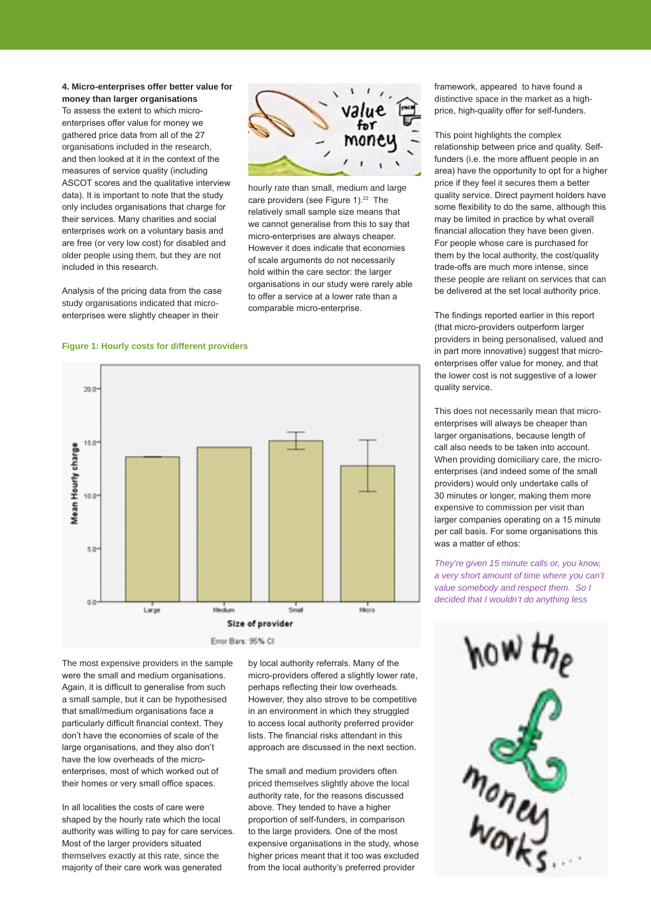### 4. Micro-enterprises offer better value for money than larger organisations

To assess the extent to which micro-enterprises offer value for money we gathered price data from all of the 27 organisations included in the research, and then looked at it in the context of the measures of service quality (including ASCOT scores and the qualitative interview data). It is important to note that the study only includes organisations that charge for their services. Many charities and social enterprises work on a voluntary basis and are free (or very low cost) for disabled and older people using them, but they are not included in this research.

Analysis of the pricing data from the case study organisations indicated that micro-enterprises were slightly cheaper in their hourly rate than small, medium and large care providers (see Figure 1).[22] The relatively small sample size means that we cannot generalise from this to say that micro-enterprises are always cheaper. However it does indicate that economies of scale arguments do not necessarily hold within the care sector: the larger organisations in our study were rarely able to offer a service at a lower rate than a comparable micro-enterprise.

**Figure 1: Hourly costs for different providers**

The most expensive providers in the sample were the small and medium organisations. Again, it is difficult to generalise from such a small sample, but it can be hypothesised that small/medium organisations face a particularly difficult financial context. They don't have the economies of scale of the large organisations, and they also don't have the low overheads of the micro-enterprises, most of which worked out of their homes or very small office spaces.

In all localities the costs of care were shaped by the hourly rate which the local authority was willing to pay for care services. Most of the larger providers situated themselves exactly at this rate, since the majority of their care work was generated by local authority referrals. Many of the micro-providers offered a slightly lower rate, perhaps reflecting their low overheads. However, they also strove to be competitive in an environment in which they struggled to access local authority preferred provider lists. The financial risks attendant in this approach are discussed in the next section.

The small and medium providers often priced themselves slightly above the local authority rate, for the reasons discussed above. They tended to have a higher proportion of self-funders, in comparison to the large providers. One of the most expensive organisations in the study, whose higher prices meant that it too was excluded from the local authority's preferred provider framework, appeared to have found a distinctive space in the market as a high-price, high-quality offer for self-funders.

This point highlights the complex relationship between price and quality. Self-funders (i.e. the more affluent people in an area) have the opportunity to opt for a higher price if they feel it secures them a better quality service. Direct payment holders have some flexibility to do the same, although this may be limited in practice by what overall financial allocation they have been given. For people whose care is purchased for them by the local authority, the cost/quality trade-offs are much more intense, since these people are reliant on services that can be delivered at the set local authority price.

The findings reported earlier in this report (that micro-providers outperform larger providers in being personalised, valued and in part more innovative) suggest that micro-enterprises offer value for money, and that the lower cost is not suggestive of a lower quality service.

This does not necessarily mean that micro-enterprises will always be cheaper than larger organisations, because length of call also needs to be taken into account. When providing domiciliary care, the micro-enterprises (and indeed some of the small providers) would only undertake calls of 30 minutes or longer, making them more expensive to commission per visit than larger companies operating on a 15 minute per call basis. For some organisations this was a matter of ethos:

*They're given 15 minute calls or, you know, a very short amount of time where you can't value somebody and respect them. So I decided that I wouldn't do anything less*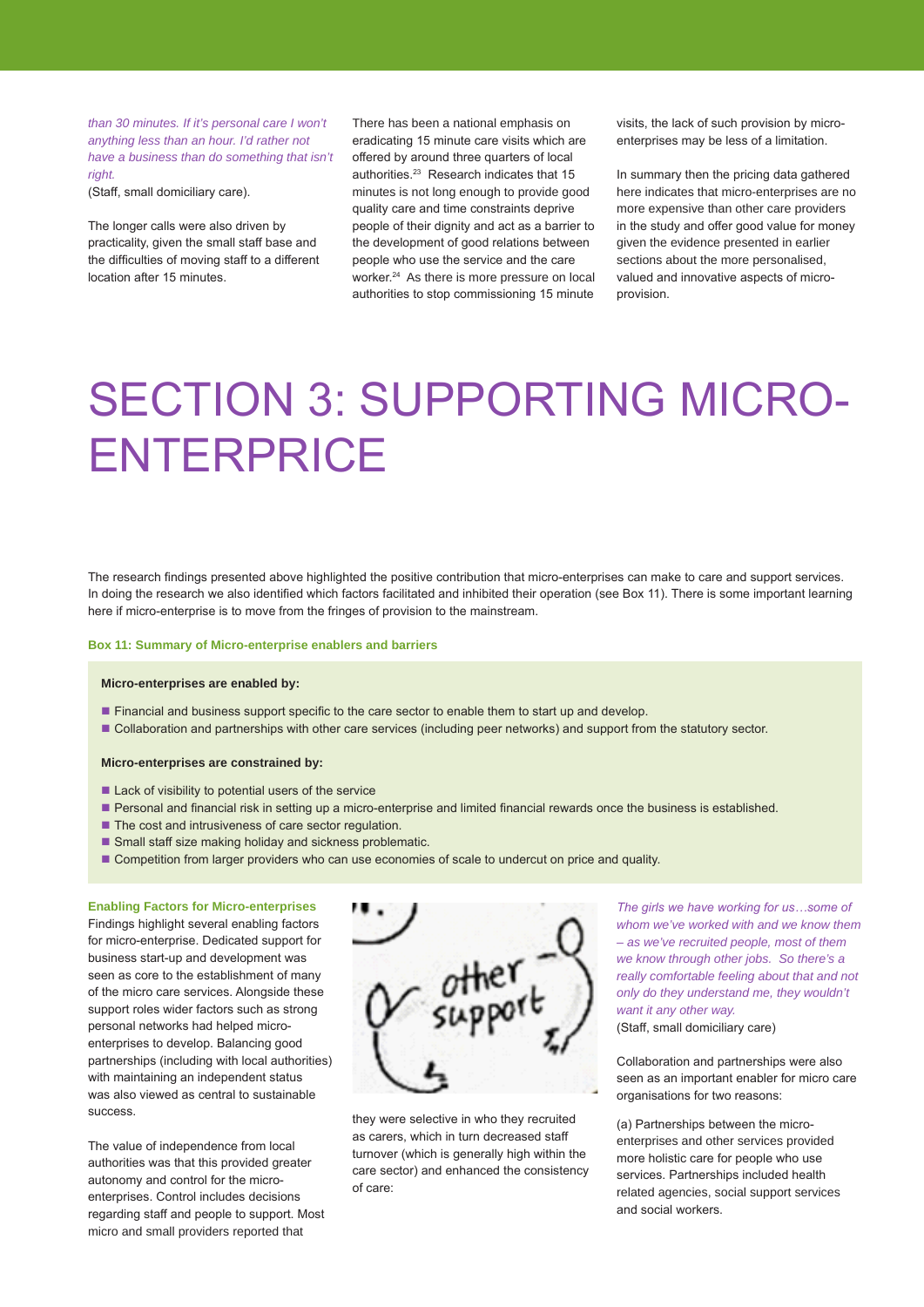*than 30 minutes. If it's personal care I won't anything less than an hour. I'd rather not have a business than do something that isn't right.*
(Staff, small domiciliary care).

The longer calls were also driven by practicality, given the small staff base and the difficulties of moving staff to a different location after 15 minutes.

There has been a national emphasis on eradicating 15 minute care visits which are offered by around three quarters of local authorities.[23] Research indicates that 15 minutes is not long enough to provide good quality care and time constraints deprive people of their dignity and act as a barrier to the development of good relations between people who use the service and the care worker.[24] As there is more pressure on local authorities to stop commissioning 15 minute visits, the lack of such provision by micro-enterprises may be less of a limitation.

In summary then the pricing data gathered here indicates that micro-enterprises are no more expensive than other care providers in the study and offer good value for money given the evidence presented in earlier sections about the more personalised, valued and innovative aspects of micro-provision.

# SECTION 3: SUPPORTING MICRO-ENTERPRICE

The research findings presented above highlighted the positive contribution that micro-enterprises can make to care and support services. In doing the research we also identified which factors facilitated and inhibited their operation (see Box 11). There is some important learning here if micro-enterprise is to move from the fringes of provision to the mainstream.

**Box 11: Summary of Micro-enterprise enablers and barriers**

**Micro-enterprises are enabled by:**

- Financial and business support specific to the care sector to enable them to start up and develop.
- Collaboration and partnerships with other care services (including peer networks) and support from the statutory sector.

**Micro-enterprises are constrained by:**

- Lack of visibility to potential users of the service
- Personal and financial risk in setting up a micro-enterprise and limited financial rewards once the business is established.
- The cost and intrusiveness of care sector regulation.
- Small staff size making holiday and sickness problematic.
- Competition from larger providers who can use economies of scale to undercut on price and quality.

### Enabling Factors for Micro-enterprises

Findings highlight several enabling factors for micro-enterprise. Dedicated support for business start-up and development was seen as core to the establishment of many of the micro care services. Alongside these support roles wider factors such as strong personal networks had helped micro-enterprises to develop. Balancing good partnerships (including with local authorities) with maintaining an independent status was also viewed as central to sustainable success.

The value of independence from local authorities was that this provided greater autonomy and control for the micro-enterprises. Control includes decisions regarding staff and people to support. Most micro and small providers reported that they were selective in who they recruited as carers, which in turn decreased staff turnover (which is generally high within the care sector) and enhanced the consistency of care:

*The girls we have working for us…some of whom we've worked with and we know them – as we've recruited people, most of them we know through other jobs. So there's a really comfortable feeling about that and not only do they understand me, they wouldn't want it any other way.*
(Staff, small domiciliary care)

Collaboration and partnerships were also seen as an important enabler for micro care organisations for two reasons:

(a) Partnerships between the micro-enterprises and other services provided more holistic care for people who use services. Partnerships included health related agencies, social support services and social workers.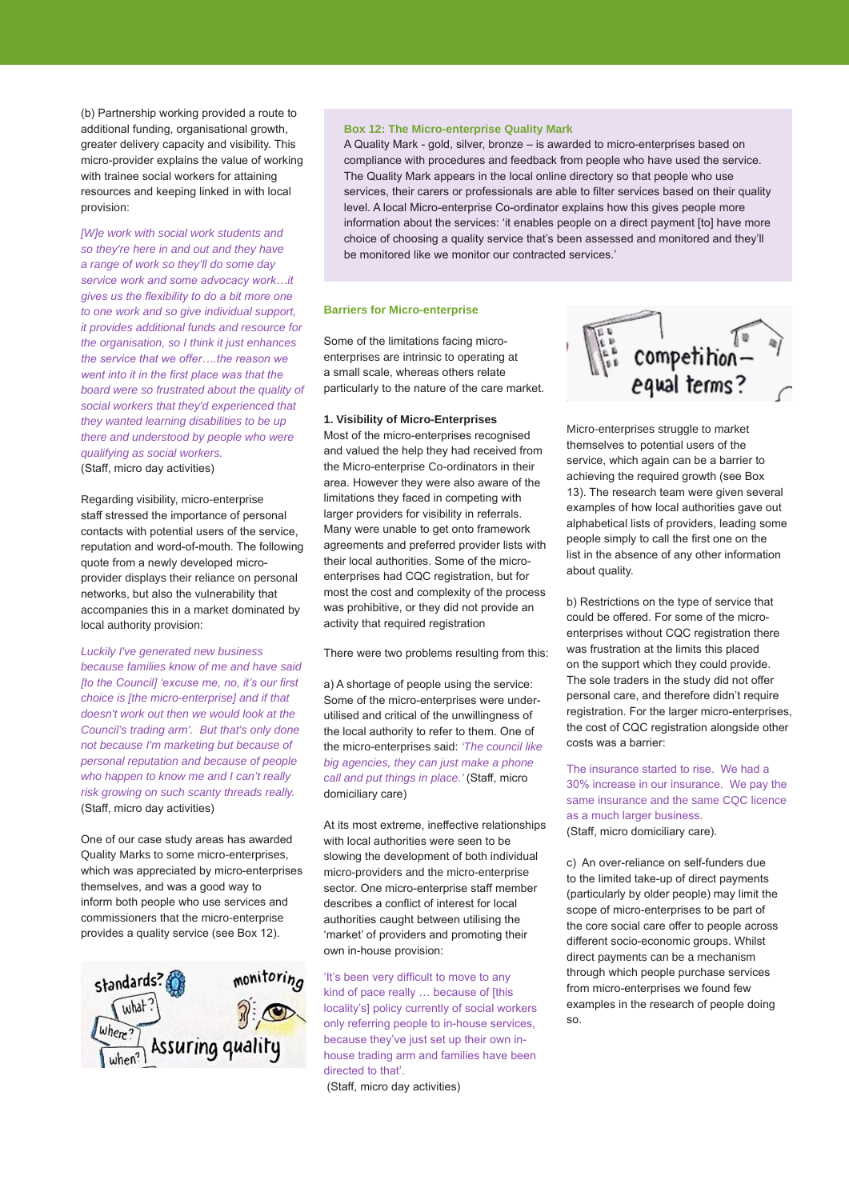(b) Partnership working provided a route to additional funding, organisational growth, greater delivery capacity and visibility. This micro-provider explains the value of working with trainee social workers for attaining resources and keeping linked in with local provision:

*[W]e work with social work students and so they're here in and out and they have a range of work so they'll do some day service work and some advocacy work…it gives us the flexibility to do a bit more one to one work and so give individual support, it provides additional funds and resource for the organisation, so I think it just enhances the service that we offer….the reason we went into it in the first place was that the board were so frustrated about the quality of social workers that they'd experienced that they wanted learning disabilities to be up there and understood by people who were qualifying as social workers.*
(Staff, micro day activities)

Regarding visibility, micro-enterprise staff stressed the importance of personal contacts with potential users of the service, reputation and word-of-mouth. The following quote from a newly developed micro-provider displays their reliance on personal networks, but also the vulnerability that accompanies this in a market dominated by local authority provision:

*Luckily I've generated new business because families know of me and have said [to the Council] 'excuse me, no, it's our first choice is [the micro-enterprise] and if that doesn't work out then we would look at the Council's trading arm'. But that's only done not because I'm marketing but because of personal reputation and because of people who happen to know me and I can't really risk growing on such scanty threads really.*
(Staff, micro day activities)

One of our case study areas has awarded Quality Marks to some micro-enterprises, which was appreciated by micro-enterprises themselves, and was a good way to inform both people who use services and commissioners that the micro-enterprise provides a quality service (see Box 12).

**Box 12: The Micro-enterprise Quality Mark**

A Quality Mark - gold, silver, bronze – is awarded to micro-enterprises based on compliance with procedures and feedback from people who have used the service. The Quality Mark appears in the local online directory so that people who use services, their carers or professionals are able to filter services based on their quality level. A local Micro-enterprise Co-ordinator explains how this gives people more information about the services: 'it enables people on a direct payment [to] have more choice of choosing a quality service that's been assessed and monitored and they'll be monitored like we monitor our contracted services.'

## Barriers for Micro-enterprise

Some of the limitations facing micro-enterprises are intrinsic to operating at a small scale, whereas others relate particularly to the nature of the care market.

**1. Visibility of Micro-Enterprises**

Most of the micro-enterprises recognised and valued the help they had received from the Micro-enterprise Co-ordinators in their area. However they were also aware of the limitations they faced in competing with larger providers for visibility in referrals. Many were unable to get onto framework agreements and preferred provider lists with their local authorities. Some of the micro-enterprises had CQC registration, but for most the cost and complexity of the process was prohibitive, or they did not provide an activity that required registration

There were two problems resulting from this:

a) A shortage of people using the service: Some of the micro-enterprises were under-utilised and critical of the unwillingness of the local authority to refer to them. One of the micro-enterprises said: *'The council like big agencies, they can just make a phone call and put things in place.'* (Staff, micro domiciliary care)

At its most extreme, ineffective relationships with local authorities were seen to be slowing the development of both individual micro-providers and the micro-enterprise sector. One micro-enterprise staff member describes a conflict of interest for local authorities caught between utilising the 'market' of providers and promoting their own in-house provision:

'It's been very difficult to move to any kind of pace really … because of [this locality's] policy currently of social workers only referring people to in-house services, because they've just set up their own in-house trading arm and families have been directed to that'.
(Staff, micro day activities)

Micro-enterprises struggle to market themselves to potential users of the service, which again can be a barrier to achieving the required growth (see Box 13). The research team were given several examples of how local authorities gave out alphabetical lists of providers, leading some people simply to call the first one on the list in the absence of any other information about quality.

b) Restrictions on the type of service that could be offered. For some of the micro-enterprises without CQC registration there was frustration at the limits this placed on the support which they could provide. The sole traders in the study did not offer personal care, and therefore didn't require registration. For the larger micro-enterprises, the cost of CQC registration alongside other costs was a barrier:

The insurance started to rise. We had a 30% increase in our insurance. We pay the same insurance and the same CQC licence as a much larger business.
(Staff, micro domiciliary care).

c) An over-reliance on self-funders due to the limited take-up of direct payments (particularly by older people) may limit the scope of micro-enterprises to be part of the core social care offer to people across different socio-economic groups. Whilst direct payments can be a mechanism through which people purchase services from micro-enterprises we found few examples in the research of people doing so.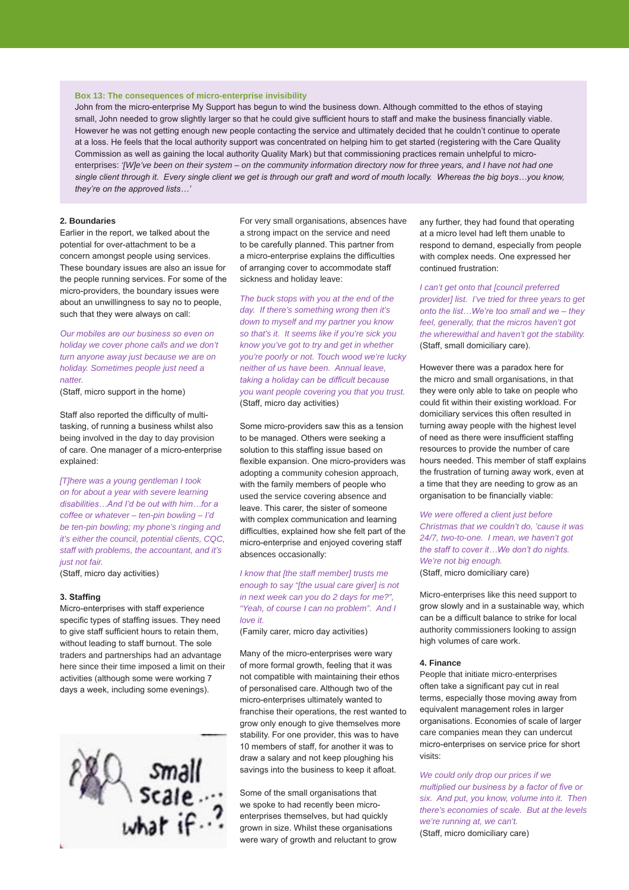**Box 13: The consequences of micro-enterprise invisibility**

John from the micro-enterprise My Support has begun to wind the business down. Although committed to the ethos of staying small, John needed to grow slightly larger so that he could give sufficient hours to staff and make the business financially viable. However he was not getting enough new people contacting the service and ultimately decided that he couldn't continue to operate at a loss. He feels that the local authority support was concentrated on helping him to get started (registering with the Care Quality Commission as well as gaining the local authority Quality Mark) but that commissioning practices remain unhelpful to micro-enterprises: *'[W]e've been on their system – on the community information directory now for three years, and I have not had one single client through it. Every single client we get is through our graft and word of mouth locally. Whereas the big boys…you know, they're on the approved lists…'*

#### 2. Boundaries

Earlier in the report, we talked about the potential for over-attachment to be a concern amongst people using services. These boundary issues are also an issue for the people running services. For some of the micro-providers, the boundary issues were about an unwillingness to say no to people, such that they were always on call:

*Our mobiles are our business so even on holiday we cover phone calls and we don't turn anyone away just because we are on holiday. Sometimes people just need a natter.*
(Staff, micro support in the home)

Staff also reported the difficulty of multi-tasking, of running a business whilst also being involved in the day to day provision of care. One manager of a micro-enterprise explained:

*[T]here was a young gentleman I took on for about a year with severe learning disabilities…And I'd be out with him…for a coffee or whatever – ten-pin bowling – I'd be ten-pin bowling; my phone's ringing and it's either the council, potential clients, CQC, staff with problems, the accountant, and it's just not fair.*
(Staff, micro day activities)

#### 3. Staffing

Micro-enterprises with staff experience specific types of staffing issues. They need to give staff sufficient hours to retain them, without leading to staff burnout. The sole traders and partnerships had an advantage here since their time imposed a limit on their activities (although some were working 7 days a week, including some evenings).

For very small organisations, absences have a strong impact on the service and need to be carefully planned. This partner from a micro-enterprise explains the difficulties of arranging cover to accommodate staff sickness and holiday leave:

*The buck stops with you at the end of the day. If there's something wrong then it's down to myself and my partner you know so that's it. It seems like if you're sick you know you've got to try and get in whether you're poorly or not. Touch wood we're lucky neither of us have been. Annual leave, taking a holiday can be difficult because you want people covering you that you trust.*
(Staff, micro day activities)

Some micro-providers saw this as a tension to be managed. Others were seeking a solution to this staffing issue based on flexible expansion. One micro-providers was adopting a community cohesion approach, with the family members of people who used the service covering absence and leave. This carer, the sister of someone with complex communication and learning difficulties, explained how she felt part of the micro-enterprise and enjoyed covering staff absences occasionally:

*I know that [the staff member] trusts me enough to say "[the usual care giver] is not in next week can you do 2 days for me?", "Yeah, of course I can no problem". And I love it.*
(Family carer, micro day activities)

Many of the micro-enterprises were wary of more formal growth, feeling that it was not compatible with maintaining their ethos of personalised care. Although two of the micro-enterprises ultimately wanted to franchise their operations, the rest wanted to grow only enough to give themselves more stability. For one provider, this was to have 10 members of staff, for another it was to draw a salary and not keep ploughing his savings into the business to keep it afloat.

Some of the small organisations that we spoke to had recently been micro-enterprises themselves, but had quickly grown in size. Whilst these organisations were wary of growth and reluctant to grow any further, they had found that operating at a micro level had left them unable to respond to demand, especially from people with complex needs. One expressed her continued frustration:

*I can't get onto that [council preferred provider] list. I've tried for three years to get onto the list…We're too small and we – they feel, generally, that the micros haven't got the wherewithal and haven't got the stability.*
(Staff, small domiciliary care).

However there was a paradox here for the micro and small organisations, in that they were only able to take on people who could fit within their existing workload. For domiciliary services this often resulted in turning away people with the highest level of need as there were insufficient staffing resources to provide the number of care hours needed. This member of staff explains the frustration of turning away work, even at a time that they are needing to grow as an organisation to be financially viable:

*We were offered a client just before Christmas that we couldn't do, 'cause it was 24/7, two-to-one. I mean, we haven't got the staff to cover it…We don't do nights. We're not big enough.*
(Staff, micro domiciliary care)

Micro-enterprises like this need support to grow slowly and in a sustainable way, which can be a difficult balance to strike for local authority commissioners looking to assign high volumes of care work.

#### 4. Finance

People that initiate micro-enterprises often take a significant pay cut in real terms, especially those moving away from equivalent management roles in larger organisations. Economies of scale of larger care companies mean they can undercut micro-enterprises on service price for short visits:

*We could only drop our prices if we multiplied our business by a factor of five or six. And put, you know, volume into it. Then there's economies of scale. But at the levels we're running at, we can't.*
(Staff, micro domiciliary care)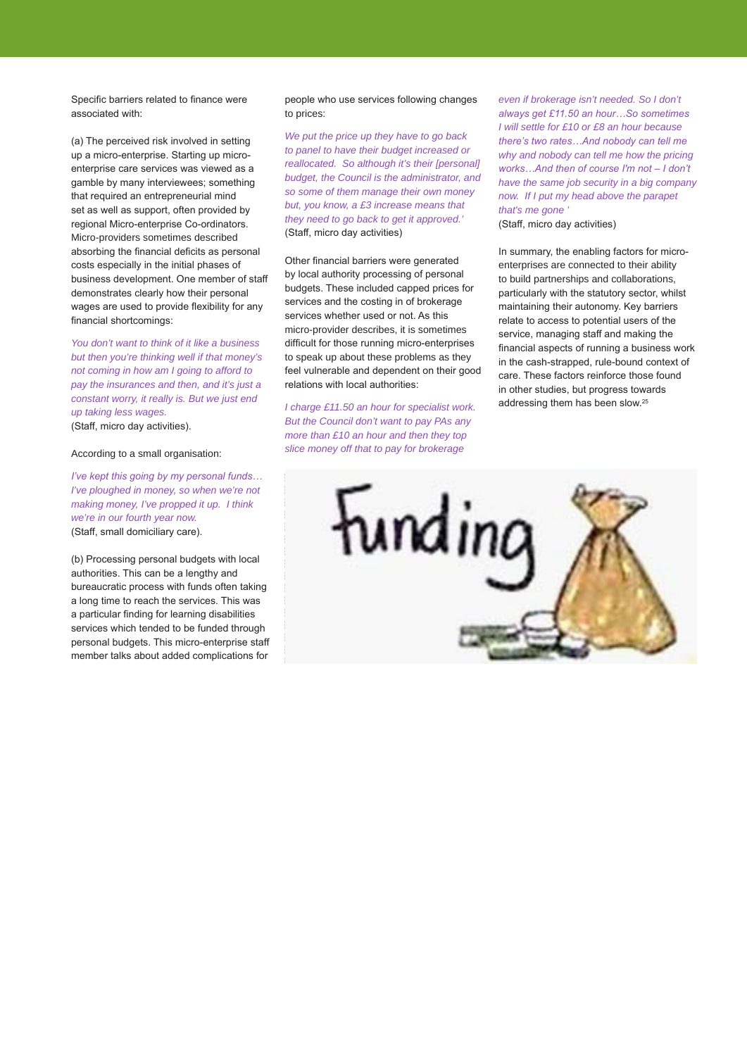Specific barriers related to finance were associated with:

(a) The perceived risk involved in setting up a micro-enterprise. Starting up micro-enterprise care services was viewed as a gamble by many interviewees; something that required an entrepreneurial mind set as well as support, often provided by regional Micro-enterprise Co-ordinators. Micro-providers sometimes described absorbing the financial deficits as personal costs especially in the initial phases of business development. One member of staff demonstrates clearly how their personal wages are used to provide flexibility for any financial shortcomings:

*You don't want to think of it like a business but then you're thinking well if that money's not coming in how am I going to afford to pay the insurances and then, and it's just a constant worry, it really is. But we just end up taking less wages.*
(Staff, micro day activities).

According to a small organisation:

*I've kept this going by my personal funds… I've ploughed in money, so when we're not making money, I've propped it up. I think we're in our fourth year now.*
(Staff, small domiciliary care).

(b) Processing personal budgets with local authorities. This can be a lengthy and bureaucratic process with funds often taking a long time to reach the services. This was a particular finding for learning disabilities services which tended to be funded through personal budgets. This micro-enterprise staff member talks about added complications for people who use services following changes to prices:

*We put the price up they have to go back to panel to have their budget increased or reallocated. So although it's their [personal] budget, the Council is the administrator, and so some of them manage their own money but, you know, a £3 increase means that they need to go back to get it approved.'*
(Staff, micro day activities)

Other financial barriers were generated by local authority processing of personal budgets. These included capped prices for services and the costing in of brokerage services whether used or not. As this micro-provider describes, it is sometimes difficult for those running micro-enterprises to speak up about these problems as they feel vulnerable and dependent on their good relations with local authorities:

*I charge £11.50 an hour for specialist work. But the Council don't want to pay PAs any more than £10 an hour and then they top slice money off that to pay for brokerage even if brokerage isn't needed. So I don't always get £11.50 an hour…So sometimes I will settle for £10 or £8 an hour because there's two rates…And nobody can tell me why and nobody can tell me how the pricing works…And then of course I'm not – I don't have the same job security in a big company now. If I put my head above the parapet that's me gone '*
(Staff, micro day activities)

In summary, the enabling factors for micro-enterprises are connected to their ability to build partnerships and collaborations, particularly with the statutory sector, whilst maintaining their autonomy. Key barriers relate to access to potential users of the service, managing staff and making the financial aspects of running a business work in the cash-strapped, rule-bound context of care. These factors reinforce those found in other studies, but progress towards addressing them has been slow.[25]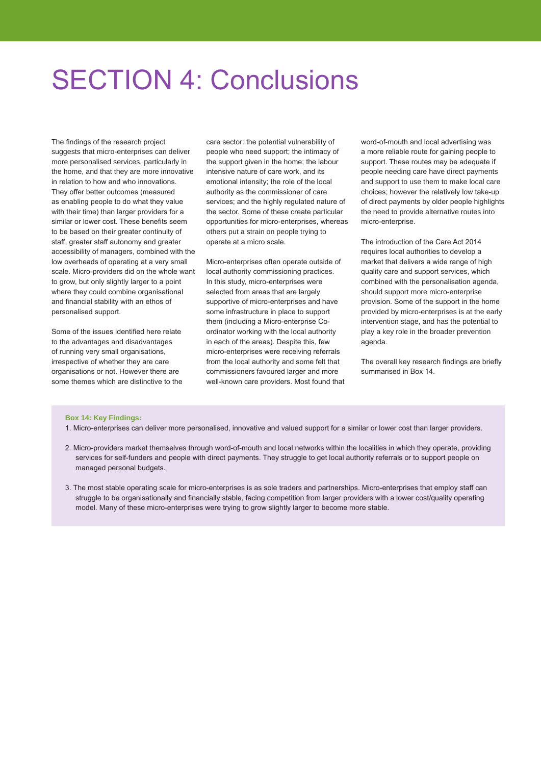# SECTION 4: Conclusions

The findings of the research project suggests that micro-enterprises can deliver more personalised services, particularly in the home, and that they are more innovative in relation to how and who innovations. They offer better outcomes (measured as enabling people to do what they value with their time) than larger providers for a similar or lower cost. These benefits seem to be based on their greater continuity of staff, greater staff autonomy and greater accessibility of managers, combined with the low overheads of operating at a very small scale. Micro-providers did on the whole want to grow, but only slightly larger to a point where they could combine organisational and financial stability with an ethos of personalised support.

Some of the issues identified here relate to the advantages and disadvantages of running very small organisations, irrespective of whether they are care organisations or not. However there are some themes which are distinctive to the care sector: the potential vulnerability of people who need support; the intimacy of the support given in the home; the labour intensive nature of care work, and its emotional intensity; the role of the local authority as the commissioner of care services; and the highly regulated nature of the sector. Some of these create particular opportunities for micro-enterprises, whereas others put a strain on people trying to operate at a micro scale.

Micro-enterprises often operate outside of local authority commissioning practices. In this study, micro-enterprises were selected from areas that are largely supportive of micro-enterprises and have some infrastructure in place to support them (including a Micro-enterprise Co-ordinator working with the local authority in each of the areas). Despite this, few micro-enterprises were receiving referrals from the local authority and some felt that commissioners favoured larger and more well-known care providers. Most found that word-of-mouth and local advertising was a more reliable route for gaining people to support. These routes may be adequate if people needing care have direct payments and support to use them to make local care choices; however the relatively low take-up of direct payments by older people highlights the need to provide alternative routes into micro-enterprise.

The introduction of the Care Act 2014 requires local authorities to develop a market that delivers a wide range of high quality care and support services, which combined with the personalisation agenda, should support more micro-enterprise provision. Some of the support in the home provided by micro-enterprises is at the early intervention stage, and has the potential to play a key role in the broader prevention agenda.

The overall key research findings are briefly summarised in Box 14.

**Box 14: Key Findings:**

1. Micro-enterprises can deliver more personalised, innovative and valued support for a similar or lower cost than larger providers.
2. Micro-providers market themselves through word-of-mouth and local networks within the localities in which they operate, providing services for self-funders and people with direct payments. They struggle to get local authority referrals or to support people on managed personal budgets.
3. The most stable operating scale for micro-enterprises is as sole traders and partnerships. Micro-enterprises that employ staff can struggle to be organisationally and financially stable, facing competition from larger providers with a lower cost/quality operating model. Many of these micro-enterprises were trying to grow slightly larger to become more stable.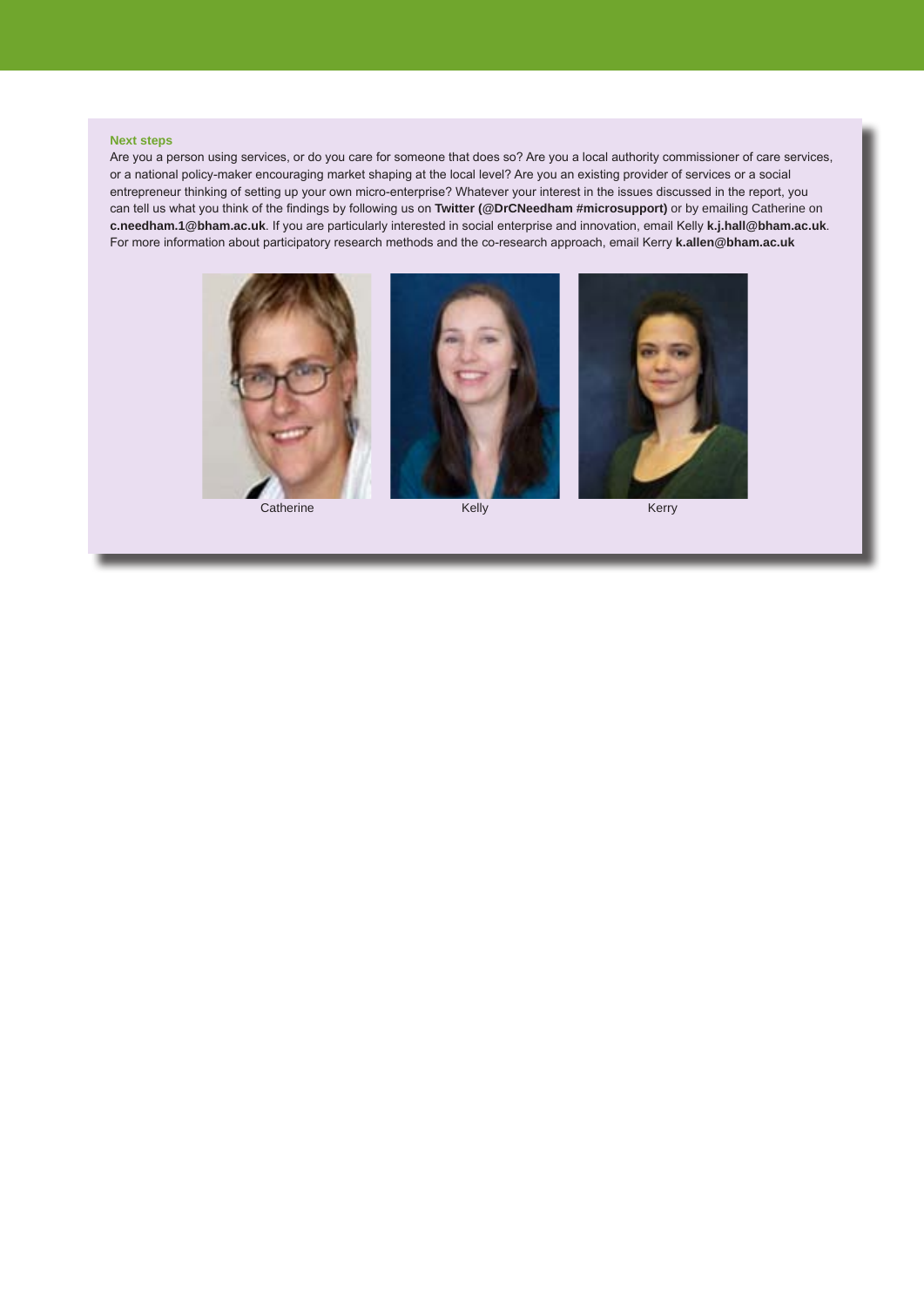### Next steps

Are you a person using services, or do you care for someone that does so? Are you a local authority commissioner of care services, or a national policy-maker encouraging market shaping at the local level? Are you an existing provider of services or a social entrepreneur thinking of setting up your own micro-enterprise? Whatever your interest in the issues discussed in the report, you can tell us what you think of the findings by following us on **Twitter (@DrCNeedham #microsupport)** or by emailing Catherine on **c.needham.1@bham.ac.uk**. If you are particularly interested in social enterprise and innovation, email Kelly **k.j.hall@bham.ac.uk**. For more information about participatory research methods and the co-research approach, email Kerry **k.allen@bham.ac.uk**

Catherine

Kelly

Kerry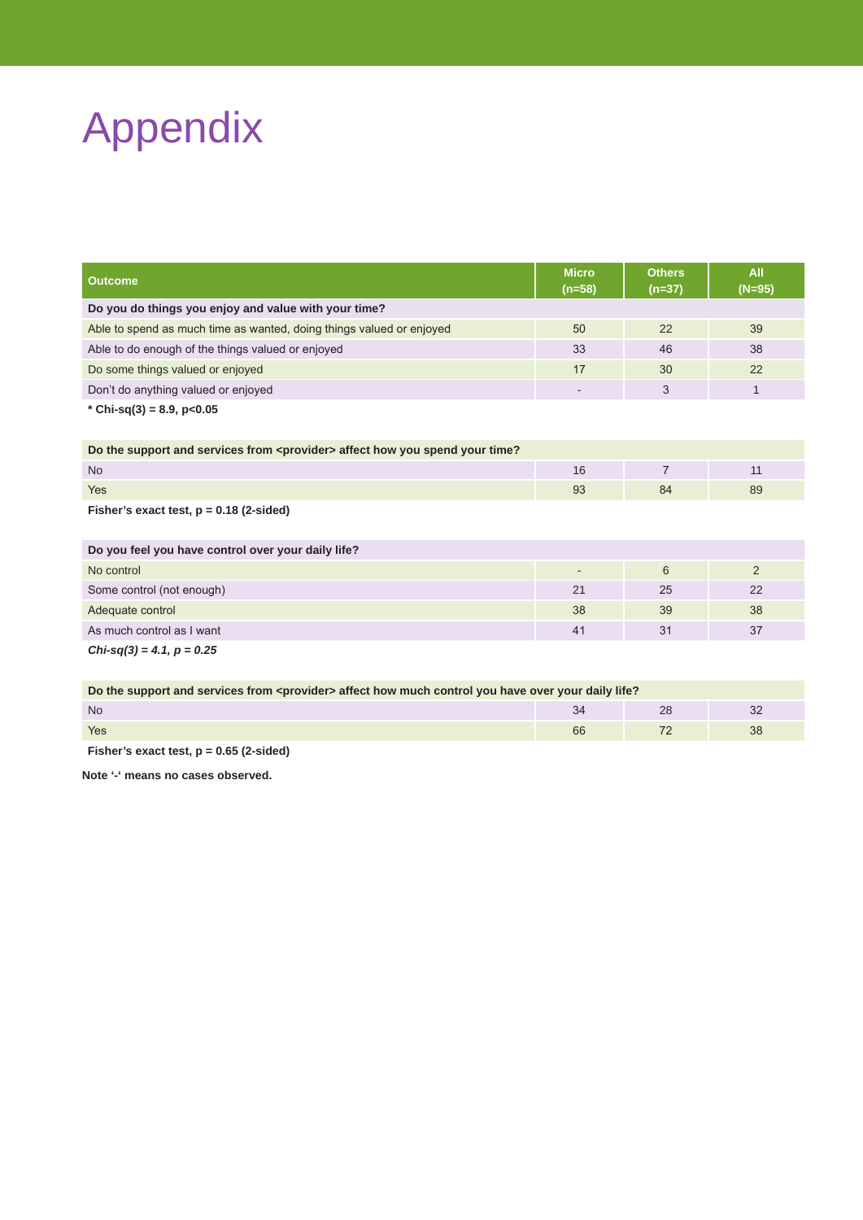# Appendix

| Outcome | Micro (n=58) | Others (n=37) | All (N=95) |
|---|---|---|---|
| **Do you do things you enjoy and value with your time?** | | | |
| Able to spend as much time as wanted, doing things valued or enjoyed | 50 | 22 | 39 |
| Able to do enough of the things valued or enjoyed | 33 | 46 | 38 |
| Do some things valued or enjoyed | 17 | 30 | 22 |
| Don't do anything valued or enjoyed | - | 3 | 1 |
| **\* Chi-sq(3) = 8.9, p<0.05** | | | |
| **Do the support and services from <provider> affect how you spend your time?** | | | |
| No | 16 | 7 | 11 |
| Yes | 93 | 84 | 89 |
| **Fisher's exact test, p = 0.18 (2-sided)** | | | |
| **Do you feel you have control over your daily life?** | | | |
| No control | - | 6 | 2 |
| Some control (not enough) | 21 | 25 | 22 |
| Adequate control | 38 | 39 | 38 |
| As much control as I want | 41 | 31 | 37 |
| ***Chi-sq(3) = 4.1, p = 0.25*** | | | |
| **Do the support and services from <provider> affect how much control you have over your daily life?** | | | |
| No | 34 | 28 | 32 |
| Yes | 66 | 72 | 38 |
| **Fisher's exact test, p = 0.65 (2-sided)** | | | |

**Note '-' means no cases observed.**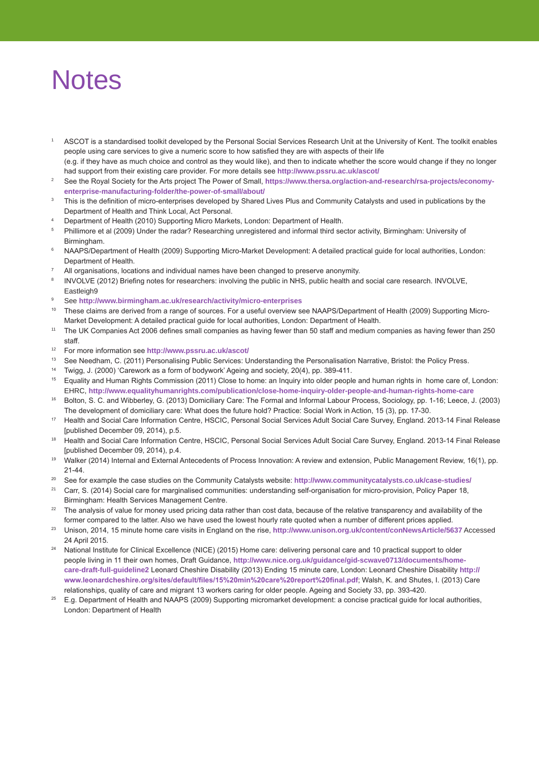# Notes

1. ASCOT is a standardised toolkit developed by the Personal Social Services Research Unit at the University of Kent. The toolkit enables people using care services to give a numeric score to how satisfied they are with aspects of their life (e.g. if they have as much choice and control as they would like), and then to indicate whether the score would change if they no longer had support from their existing care provider. For more details see **http://www.pssru.ac.uk/ascot/**
2. See the Royal Society for the Arts project The Power of Small, **https://www.thersa.org/action-and-research/rsa-projects/economy-enterprise-manufacturing-folder/the-power-of-small/about/**
3. This is the definition of micro-enterprises developed by Shared Lives Plus and Community Catalysts and used in publications by the Department of Health and Think Local, Act Personal.
4. Department of Health (2010) Supporting Micro Markets, London: Department of Health.
5. Phillimore et al (2009) Under the radar? Researching unregistered and informal third sector activity, Birmingham: University of Birmingham.
6. NAAPS/Department of Health (2009) Supporting Micro-Market Development: A detailed practical guide for local authorities, London: Department of Health.
7. All organisations, locations and individual names have been changed to preserve anonymity.
8. INVOLVE (2012) Briefing notes for researchers: involving the public in NHS, public health and social care research. INVOLVE, Eastleigh9
9. See **http://www.birmingham.ac.uk/research/activity/micro-enterprises**
10. These claims are derived from a range of sources. For a useful overview see NAAPS/Department of Health (2009) Supporting Micro-Market Development: A detailed practical guide for local authorities, London: Department of Health.
11. The UK Companies Act 2006 defines small companies as having fewer than 50 staff and medium companies as having fewer than 250 staff.
12. For more information see **http://www.pssru.ac.uk/ascot/**
13. See Needham, C. (2011) Personalising Public Services: Understanding the Personalisation Narrative, Bristol: the Policy Press.
14. Twigg, J. (2000) 'Carework as a form of bodywork' Ageing and society, 20(4), pp. 389-411.
15. Equality and Human Rights Commission (2011) Close to home: an Inquiry into older people and human rights in home care of, London: EHRC, **http://www.equalityhumanrights.com/publication/close-home-inquiry-older-people-and-human-rights-home-care**
16. Bolton, S. C. and Wibberley, G. (2013) Domiciliary Care: The Formal and Informal Labour Process, Sociology, pp. 1-16; Leece, J. (2003) The development of domiciliary care: What does the future hold? Practice: Social Work in Action, 15 (3), pp. 17-30.
17. Health and Social Care Information Centre, HSCIC, Personal Social Services Adult Social Care Survey, England. 2013-14 Final Release [published December 09, 2014), p.5.
18. Health and Social Care Information Centre, HSCIC, Personal Social Services Adult Social Care Survey, England. 2013-14 Final Release [published December 09, 2014), p.4.
19. Walker (2014) Internal and External Antecedents of Process Innovation: A review and extension, Public Management Review, 16(1), pp. 21-44.
20. See for example the case studies on the Community Catalysts website: **http://www.communitycatalysts.co.uk/case-studies/**
21. Carr, S. (2014) Social care for marginalised communities: understanding self-organisation for micro-provision, Policy Paper 18, Birmingham: Health Services Management Centre.
22. The analysis of value for money used pricing data rather than cost data, because of the relative transparency and availability of the former compared to the latter. Also we have used the lowest hourly rate quoted when a number of different prices applied.
23. Unison, 2014, 15 minute home care visits in England on the rise, **http://www.unison.org.uk/content/conNewsArticle/5637** Accessed 24 April 2015.
24. National Institute for Clinical Excellence (NICE) (2015) Home care: delivering personal care and 10 practical support to older people living in 11 their own homes, Draft Guidance, **http://www.nice.org.uk/guidance/gid-scwave0713/documents/home-care-draft-full-guideline2** Leonard Cheshire Disability (2013) Ending 15 minute care, London: Leonard Cheshire Disability **http://www.leonardcheshire.org/sites/default/files/15%20min%20care%20report%20final.pdf**; Walsh, K. and Shutes, I. (2013) Care relationships, quality of care and migrant 13 workers caring for older people. Ageing and Society 33, pp. 393-420.
25. E.g. Department of Health and NAAPS (2009) Supporting micromarket development: a concise practical guide for local authorities, London: Department of Health